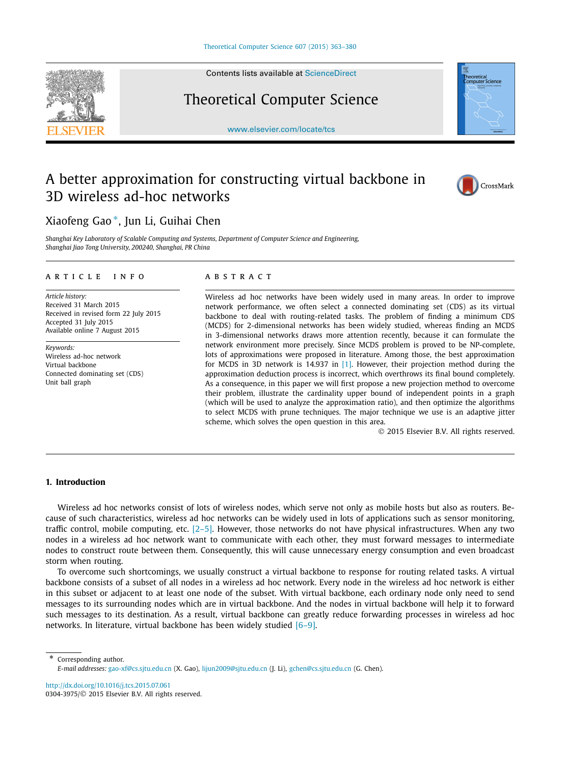# A better approximation for constructing virtual backbone in 3D wireless ad-hoc networks

Xiaofeng Gao *, Jun Li, Guihai Chen

*Shanghai Key Laboratory of Scalable Computing and Systems, Department of Computer Science and Engineering, Shanghai Jiao Tong University, 200240, Shanghai, PR China*

## ARTICLE INFO

*Article history:*
Received 31 March 2015
Received in revised form 22 July 2015
Accepted 31 July 2015
Available online 7 August 2015

*Keywords:*
Wireless ad-hoc network
Virtual backbone
Connected dominating set (CDS)
Unit ball graph

## ABSTRACT

Wireless ad hoc networks have been widely used in many areas. In order to improve network performance, we often select a connected dominating set (CDS) as its virtual backbone to deal with routing-related tasks. The problem of finding a minimum CDS (MCDS) for 2-dimensional networks has been widely studied, whereas finding an MCDS in 3-dimensional networks draws more attention recently, because it can formulate the network environment more precisely. Since MCDS problem is proved to be NP-complete, lots of approximations were proposed in literature. Among those, the best approximation for MCDS in 3D network is 14.937 in [1]. However, their projection method during the approximation deduction process is incorrect, which overthrows its final bound completely. As a consequence, in this paper we will first propose a new projection method to overcome their problem, illustrate the cardinality upper bound of independent points in a graph (which will be used to analyze the approximation ratio), and then optimize the algorithms to select MCDS with prune techniques. The major technique we use is an adaptive jitter scheme, which solves the open question in this area.

© 2015 Elsevier B.V. All rights reserved.

## 1. Introduction

Wireless ad hoc networks consist of lots of wireless nodes, which serve not only as mobile hosts but also as routers. Because of such characteristics, wireless ad hoc networks can be widely used in lots of applications such as sensor monitoring, traffic control, mobile computing, etc. [2–5]. However, those networks do not have physical infrastructures. When any two nodes in a wireless ad hoc network want to communicate with each other, they must forward messages to intermediate nodes to construct route between them. Consequently, this will cause unnecessary energy consumption and even broadcast storm when routing.

To overcome such shortcomings, we usually construct a virtual backbone to response for routing related tasks. A virtual backbone consists of a subset of all nodes in a wireless ad hoc network. Every node in the wireless ad hoc network is either in this subset or adjacent to at least one node of the subset. With virtual backbone, each ordinary node only need to send messages to its surrounding nodes which are in virtual backbone. And the nodes in virtual backbone will help it to forward such messages to its destination. As a result, virtual backbone can greatly reduce forwarding processes in wireless ad hoc networks. In literature, virtual backbone has been widely studied [6–9].

\* Corresponding author.
*E-mail addresses:* gao-xf@cs.sjtu.edu.cn (X. Gao), lijun2009@sjtu.edu.cn (J. Li), gchen@cs.sjtu.edu.cn (G. Chen).

http://dx.doi.org/10.1016/j.tcs.2015.07.061
0304-3975/© 2015 Elsevier B.V. All rights reserved.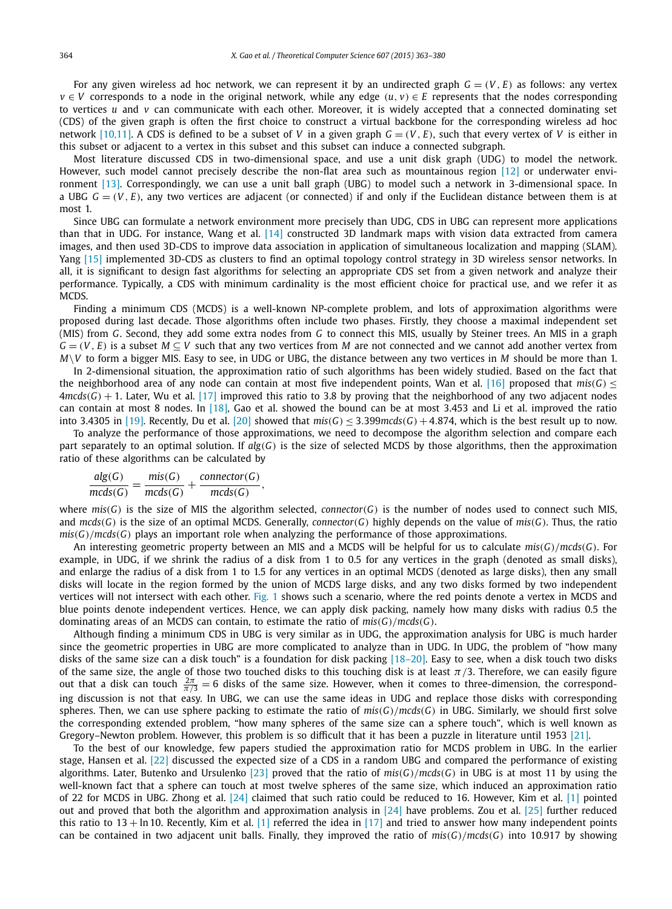For any given wireless ad hoc network, we can represent it by an undirected graph $G = (V, E)$ as follows: any vertex $v \in V$ corresponds to a node in the original network, while any edge $(u, v) \in E$ represents that the nodes corresponding to vertices $u$ and $v$ can communicate with each other. Moreover, it is widely accepted that a connected dominating set (CDS) of the given graph is often the first choice to construct a virtual backbone for the corresponding wireless ad hoc network [10,11]. A CDS is defined to be a subset of $V$ in a given graph $G = (V, E)$, such that every vertex of $V$ is either in this subset or adjacent to a vertex in this subset and this subset can induce a connected subgraph.

Most literature discussed CDS in two-dimensional space, and use a unit disk graph (UDG) to model the network. However, such model cannot precisely describe the non-flat area such as mountainous region [12] or underwater environment [13]. Correspondingly, we can use a unit ball graph (UBG) to model such a network in 3-dimensional space. In a UBG $G = (V, E)$, any two vertices are adjacent (or connected) if and only if the Euclidean distance between them is at most 1.

Since UBG can formulate a network environment more precisely than UDG, CDS in UBG can represent more applications than that in UDG. For instance, Wang et al. [14] constructed 3D landmark maps with vision data extracted from camera images, and then used 3D-CDS to improve data association in application of simultaneous localization and mapping (SLAM). Yang [15] implemented 3D-CDS as clusters to find an optimal topology control strategy in 3D wireless sensor networks. In all, it is significant to design fast algorithms for selecting an appropriate CDS set from a given network and analyze their performance. Typically, a CDS with minimum cardinality is the most efficient choice for practical use, and we refer it as MCDS.

Finding a minimum CDS (MCDS) is a well-known NP-complete problem, and lots of approximation algorithms were proposed during last decade. Those algorithms often include two phases. Firstly, they choose a maximal independent set (MIS) from $G$. Second, they add some extra nodes from $G$ to connect this MIS, usually by Steiner trees. An MIS in a graph $G = (V, E)$ is a subset $M \subseteq V$ such that any two vertices from $M$ are not connected and we cannot add another vertex from $M \backslash V$ to form a bigger MIS. Easy to see, in UDG or UBG, the distance between any two vertices in $M$ should be more than 1.

In 2-dimensional situation, the approximation ratio of such algorithms has been widely studied. Based on the fact that the neighborhood area of any node can contain at most five independent points, Wan et al. [16] proposed that $mis(G) \leq 4mcds(G) + 1$. Later, Wu et al. [17] improved this ratio to 3.8 by proving that the neighborhood of any two adjacent nodes can contain at most 8 nodes. In [18], Gao et al. showed the bound can be at most 3.453 and Li et al. improved the ratio into 3.4305 in [19]. Recently, Du et al. [20] showed that $mis(G) \leq 3.399mcds(G) + 4.874$, which is the best result up to now.

To analyze the performance of those approximations, we need to decompose the algorithm selection and compare each part separately to an optimal solution. If $alg(G)$ is the size of selected MCDS by those algorithms, then the approximation ratio of these algorithms can be calculated by

$$\frac{alg(G)}{mcds(G)} = \frac{mis(G)}{mcds(G)} + \frac{connector(G)}{mcds(G)},$$

where $mis(G)$ is the size of MIS the algorithm selected, $connector(G)$ is the number of nodes used to connect such MIS, and $mcds(G)$ is the size of an optimal MCDS. Generally, $connector(G)$ highly depends on the value of $mis(G)$. Thus, the ratio $mis(G)/mcds(G)$ plays an important role when analyzing the performance of those approximations.

An interesting geometric property between an MIS and a MCDS will be helpful for us to calculate $mis(G)/mcds(G)$. For example, in UDG, if we shrink the radius of a disk from 1 to 0.5 for any vertices in the graph (denoted as small disks), and enlarge the radius of a disk from 1 to 1.5 for any vertices in an optimal MCDS (denoted as large disks), then any small disks will locate in the region formed by the union of MCDS large disks, and any two disks formed by two independent vertices will not intersect with each other. Fig. 1 shows such a scenario, where the red points denote a vertex in MCDS and blue points denote independent vertices. Hence, we can apply disk packing, namely how many disks with radius 0.5 the dominating areas of an MCDS can contain, to estimate the ratio of $mis(G)/mcds(G)$.

Although finding a minimum CDS in UBG is very similar as in UDG, the approximation analysis for UBG is much harder since the geometric properties in UBG are more complicated to analyze than in UDG. In UDG, the problem of "how many disks of the same size can a disk touch" is a foundation for disk packing [18–20]. Easy to see, when a disk touch two disks of the same size, the angle of those two touched disks to this touching disk is at least $\pi/3$. Therefore, we can easily figure out that a disk can touch $\frac{2\pi}{\pi/3} = 6$ disks of the same size. However, when it comes to three-dimension, the corresponding discussion is not that easy. In UBG, we can use the same ideas in UDG and replace those disks with corresponding spheres. Then, we can use sphere packing to estimate the ratio of $mis(G)/mcds(G)$ in UBG. Similarly, we should first solve the corresponding extended problem, "how many spheres of the same size can a sphere touch", which is well known as Gregory–Newton problem. However, this problem is so difficult that it has been a puzzle in literature until 1953 [21].

To the best of our knowledge, few papers studied the approximation ratio for MCDS problem in UBG. In the earlier stage, Hansen et al. [22] discussed the expected size of a CDS in a random UBG and compared the performance of existing algorithms. Later, Butenko and Ursulenko [23] proved that the ratio of $mis(G)/mcds(G)$ in UBG is at most 11 by using the well-known fact that a sphere can touch at most twelve spheres of the same size, which induced an approximation ratio of 22 for MCDS in UBG. Zhong et al. [24] claimed that such ratio could be reduced to 16. However, Kim et al. [1] pointed out and proved that both the algorithm and approximation analysis in [24] have problems. Zou et al. [25] further reduced this ratio to $13 + \ln 10$. Recently, Kim et al. [1] referred the idea in [17] and tried to answer how many independent points can be contained in two adjacent unit balls. Finally, they improved the ratio of $mis(G)/mcds(G)$ into 10.917 by showing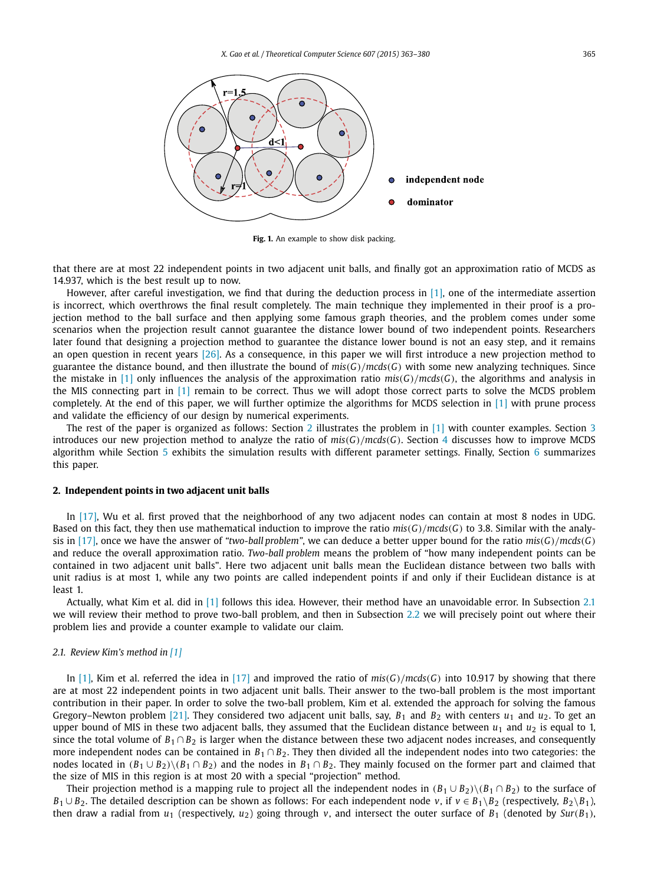Fig. 1. An example to show disk packing.

that there are at most 22 independent points in two adjacent unit balls, and finally got an approximation ratio of MCDS as 14.937, which is the best result up to now.

However, after careful investigation, we find that during the deduction process in [1], one of the intermediate assertion is incorrect, which overthrows the final result completely. The main technique they implemented in their proof is a projection method to the ball surface and then applying some famous graph theories, and the problem comes under some scenarios when the projection result cannot guarantee the distance lower bound of two independent points. Researchers later found that designing a projection method to guarantee the distance lower bound is not an easy step, and it remains an open question in recent years [26]. As a consequence, in this paper we will first introduce a new projection method to guarantee the distance bound, and then illustrate the bound of $mis(G)/mcds(G)$ with some new analyzing techniques. Since the mistake in [1] only influences the analysis of the approximation ratio $mis(G)/mcds(G)$, the algorithms and analysis in the MIS connecting part in [1] remain to be correct. Thus we will adopt those correct parts to solve the MCDS problem completely. At the end of this paper, we will further optimize the algorithms for MCDS selection in [1] with prune process and validate the efficiency of our design by numerical experiments.

The rest of the paper is organized as follows: Section 2 illustrates the problem in [1] with counter examples. Section 3 introduces our new projection method to analyze the ratio of $mis(G)/mcds(G)$. Section 4 discusses how to improve MCDS algorithm while Section 5 exhibits the simulation results with different parameter settings. Finally, Section 6 summarizes this paper.

## 2. Independent points in two adjacent unit balls

In [17], Wu et al. first proved that the neighborhood of any two adjacent nodes can contain at most 8 nodes in UDG. Based on this fact, they then use mathematical induction to improve the ratio $mis(G)/mcds(G)$ to 3.8. Similar with the analysis in [17], once we have the answer of *"two-ball problem"*, we can deduce a better upper bound for the ratio $mis(G)/mcds(G)$ and reduce the overall approximation ratio. *Two-ball problem* means the problem of "how many independent points can be contained in two adjacent unit balls". Here two adjacent unit balls mean the Euclidean distance between two balls with unit radius is at most 1, while any two points are called independent points if and only if their Euclidean distance is at least 1.

Actually, what Kim et al. did in [1] follows this idea. However, their method have an unavoidable error. In Subsection 2.1 we will review their method to prove two-ball problem, and then in Subsection 2.2 we will precisely point out where their problem lies and provide a counter example to validate our claim.

### *2.1. Review Kim's method in [1]*

In [1], Kim et al. referred the idea in [17] and improved the ratio of $mis(G)/mcds(G)$ into 10.917 by showing that there are at most 22 independent points in two adjacent unit balls. Their answer to the two-ball problem is the most important contribution in their paper. In order to solve the two-ball problem, Kim et al. extended the approach for solving the famous Gregory–Newton problem [21]. They considered two adjacent unit balls, say, $B_1$ and $B_2$ with centers $u_1$ and $u_2$. To get an upper bound of MIS in these two adjacent balls, they assumed that the Euclidean distance between $u_1$ and $u_2$ is equal to 1, since the total volume of $B_1 \cap B_2$ is larger when the distance between these two adjacent nodes increases, and consequently more independent nodes can be contained in $B_1 \cap B_2$. They then divided all the independent nodes into two categories: the nodes located in $(B_1 \cup B_2)\backslash(B_1 \cap B_2)$ and the nodes in $B_1 \cap B_2$. They mainly focused on the former part and claimed that the size of MIS in this region is at most 20 with a special "projection" method.

Their projection method is a mapping rule to project all the independent nodes in $(B_1 \cup B_2)\backslash(B_1 \cap B_2)$ to the surface of $B_1 \cup B_2$. The detailed description can be shown as follows: For each independent node $v$, if $v \in B_1\backslash B_2$ (respectively, $B_2\backslash B_1$), then draw a radial from $u_1$ (respectively, $u_2$) going through $v$, and intersect the outer surface of $B_1$ (denoted by $Sur(B_1)$,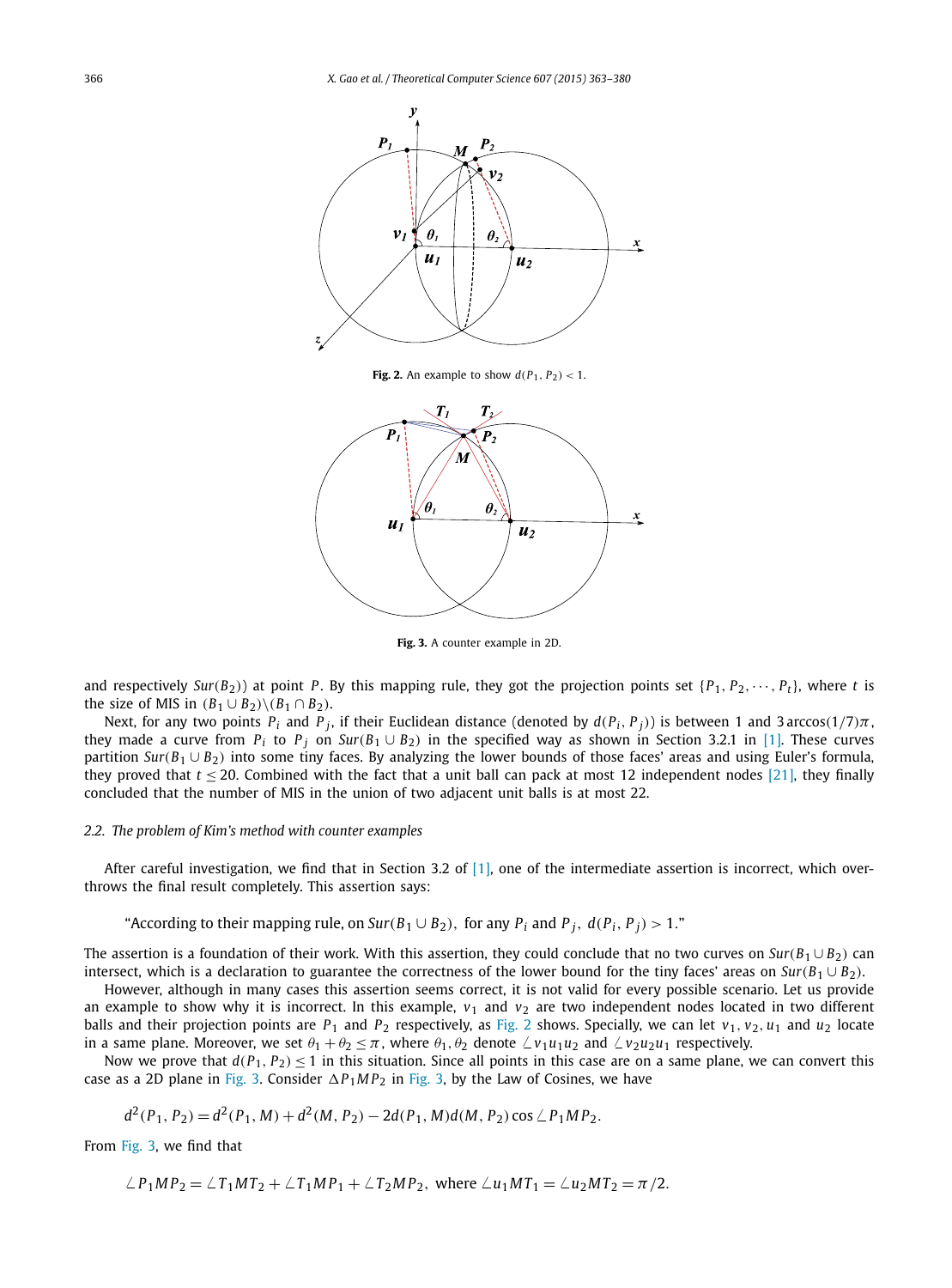**Fig. 2.** An example to show $d(P_1, P_2) < 1$.

**Fig. 3.** A counter example in 2D.

and respectively $Sur(B_2)$) at point $P$. By this mapping rule, they got the projection points set $\{P_1, P_2, \cdots, P_t\}$, where $t$ is the size of MIS in $(B_1 \cup B_2)\backslash(B_1 \cap B_2)$.

Next, for any two points $P_i$ and $P_j$, if their Euclidean distance (denoted by $d(P_i, P_j)$) is between 1 and $3\arccos(1/7)\pi$, they made a curve from $P_i$ to $P_j$ on $Sur(B_1 \cup B_2)$ in the specified way as shown in Section 3.2.1 in [1]. These curves partition $Sur(B_1 \cup B_2)$ into some tiny faces. By analyzing the lower bounds of those faces' areas and using Euler's formula, they proved that $t \leq 20$. Combined with the fact that a unit ball can pack at most 12 independent nodes [21], they finally concluded that the number of MIS in the union of two adjacent unit balls is at most 22.

### 2.2. The problem of Kim's method with counter examples

After careful investigation, we find that in Section 3.2 of [1], one of the intermediate assertion is incorrect, which overthrows the final result completely. This assertion says:

"According to their mapping rule, on $Sur(B_1 \cup B_2)$, for any $P_i$ and $P_j$, $d(P_i, P_j) > 1$."

The assertion is a foundation of their work. With this assertion, they could conclude that no two curves on $Sur(B_1 \cup B_2)$ can intersect, which is a declaration to guarantee the correctness of the lower bound for the tiny faces' areas on $Sur(B_1 \cup B_2)$.

However, although in many cases this assertion seems correct, it is not valid for every possible scenario. Let us provide an example to show why it is incorrect. In this example, $v_1$ and $v_2$ are two independent nodes located in two different balls and their projection points are $P_1$ and $P_2$ respectively, as Fig. 2 shows. Specially, we can let $v_1, v_2, u_1$ and $u_2$ locate in a same plane. Moreover, we set $\theta_1 + \theta_2 \leq \pi$, where $\theta_1, \theta_2$ denote $\angle v_1u_1u_2$ and $\angle v_2u_2u_1$ respectively.

Now we prove that $d(P_1, P_2) \leq 1$ in this situation. Since all points in this case are on a same plane, we can convert this case as a 2D plane in Fig. 3. Consider $\Delta P_1MP_2$ in Fig. 3, by the Law of Cosines, we have

$$d^2(P_1, P_2) = d^2(P_1, M) + d^2(M, P_2) - 2d(P_1, M)d(M, P_2)\cos\angle P_1MP_2.$$

From Fig. 3, we find that

$$\angle P_1MP_2 = \angle T_1MT_2 + \angle T_1MP_1 + \angle T_2MP_2, \text{ where } \angle u_1MT_1 = \angle u_2MT_2 = \pi/2.$$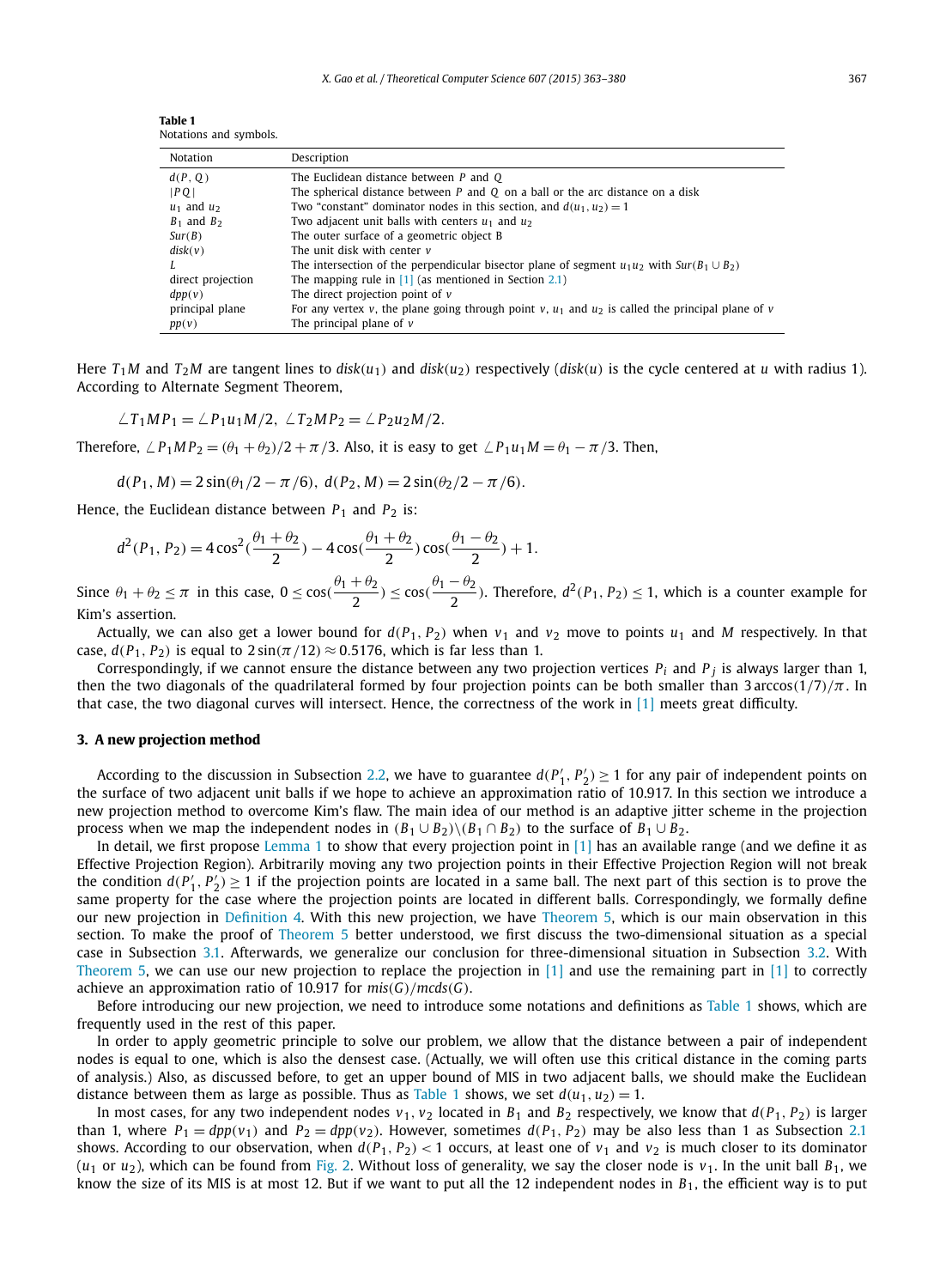**Table 1**
Notations and symbols.

| Notation | Description |
|---|---|
| $d(P, Q)$ | The Euclidean distance between $P$ and $Q$ |
| $\|PQ\|$ | The spherical distance between $P$ and $Q$ on a ball or the arc distance on a disk |
| $u_1$ and $u_2$ | Two "constant" dominator nodes in this section, and $d(u_1, u_2) = 1$ |
| $B_1$ and $B_2$ | Two adjacent unit balls with centers $u_1$ and $u_2$ |
| $Sur(B)$ | The outer surface of a geometric object B |
| $disk(v)$ | The unit disk with center $v$ |
| $L$ | The intersection of the perpendicular bisector plane of segment $u_1u_2$ with $Sur(B_1 \cup B_2)$ |
| direct projection | The mapping rule in [1] (as mentioned in Section 2.1) |
| $dpp(v)$ | The direct projection point of $v$ |
| principal plane | For any vertex $v$, the plane going through point $v$, $u_1$ and $u_2$ is called the principal plane of $v$ |
| $pp(v)$ | The principal plane of $v$ |

Here $T_1M$ and $T_2M$ are tangent lines to $disk(u_1)$ and $disk(u_2)$ respectively ($disk(u)$ is the cycle centered at $u$ with radius 1). According to Alternate Segment Theorem,

$$\angle T_1MP_1 = \angle P_1u_1M/2,\ \angle T_2MP_2 = \angle P_2u_2M/2.$$

Therefore, $\angle P_1MP_2 = (\theta_1 + \theta_2)/2 + \pi/3$. Also, it is easy to get $\angle P_1u_1M = \theta_1 - \pi/3$. Then,

$$d(P_1, M) = 2\sin(\theta_1/2 - \pi/6),\ d(P_2, M) = 2\sin(\theta_2/2 - \pi/6).$$

Hence, the Euclidean distance between $P_1$ and $P_2$ is:

$$d^2(P_1, P_2) = 4\cos^2(\frac{\theta_1+\theta_2}{2}) - 4\cos(\frac{\theta_1+\theta_2}{2})\cos(\frac{\theta_1-\theta_2}{2}) + 1.$$

Since $\theta_1 + \theta_2 \le \pi$ in this case, $0 \le \cos(\frac{\theta_1+\theta_2}{2}) \le \cos(\frac{\theta_1-\theta_2}{2})$. Therefore, $d^2(P_1, P_2) \le 1$, which is a counter example for Kim's assertion.

Actually, we can also get a lower bound for $d(P_1, P_2)$ when $v_1$ and $v_2$ move to points $u_1$ and $M$ respectively. In that case, $d(P_1, P_2)$ is equal to $2\sin(\pi/12) \approx 0.5176$, which is far less than 1.

Correspondingly, if we cannot ensure the distance between any two projection vertices $P_i$ and $P_j$ is always larger than 1, then the two diagonals of the quadrilateral formed by four projection points can be both smaller than $3\arccos(1/7)/\pi$. In that case, the two diagonal curves will intersect. Hence, the correctness of the work in [1] meets great difficulty.

## 3. A new projection method

According to the discussion in Subsection 2.2, we have to guarantee $d(P_1', P_2') \ge 1$ for any pair of independent points on the surface of two adjacent unit balls if we hope to achieve an approximation ratio of 10.917. In this section we introduce a new projection method to overcome Kim's flaw. The main idea of our method is an adaptive jitter scheme in the projection process when we map the independent nodes in $(B_1 \cup B_2)\backslash(B_1 \cap B_2)$ to the surface of $B_1 \cup B_2$.

In detail, we first propose Lemma 1 to show that every projection point in [1] has an available range (and we define it as Effective Projection Region). Arbitrarily moving any two projection points in their Effective Projection Region will not break the condition $d(P_1', P_2') \ge 1$ if the projection points are located in a same ball. The next part of this section is to prove the same property for the case where the projection points are located in different balls. Correspondingly, we formally define our new projection in Definition 4. With this new projection, we have Theorem 5, which is our main observation in this section. To make the proof of Theorem 5 better understood, we first discuss the two-dimensional situation as a special case in Subsection 3.1. Afterwards, we generalize our conclusion for three-dimensional situation in Subsection 3.2. With Theorem 5, we can use our new projection to replace the projection in [1] and use the remaining part in [1] to correctly achieve an approximation ratio of 10.917 for $mis(G)/mcds(G)$.

Before introducing our new projection, we need to introduce some notations and definitions as Table 1 shows, which are frequently used in the rest of this paper.

In order to apply geometric principle to solve our problem, we allow that the distance between a pair of independent nodes is equal to one, which is also the densest case. (Actually, we will often use this critical distance in the coming parts of analysis.) Also, as discussed before, to get an upper bound of MIS in two adjacent balls, we should make the Euclidean distance between them as large as possible. Thus as Table 1 shows, we set $d(u_1, u_2) = 1$.

In most cases, for any two independent nodes $v_1$, $v_2$ located in $B_1$ and $B_2$ respectively, we know that $d(P_1, P_2)$ is larger than 1, where $P_1 = dpp(v_1)$ and $P_2 = dpp(v_2)$. However, sometimes $d(P_1, P_2)$ may be also less than 1 as Subsection 2.1 shows. According to our observation, when $d(P_1, P_2) < 1$ occurs, at least one of $v_1$ and $v_2$ is much closer to its dominator ($u_1$ or $u_2$), which can be found from Fig. 2. Without loss of generality, we say the closer node is $v_1$. In the unit ball $B_1$, we know the size of its MIS is at most 12. But if we want to put all the 12 independent nodes in $B_1$, the efficient way is to put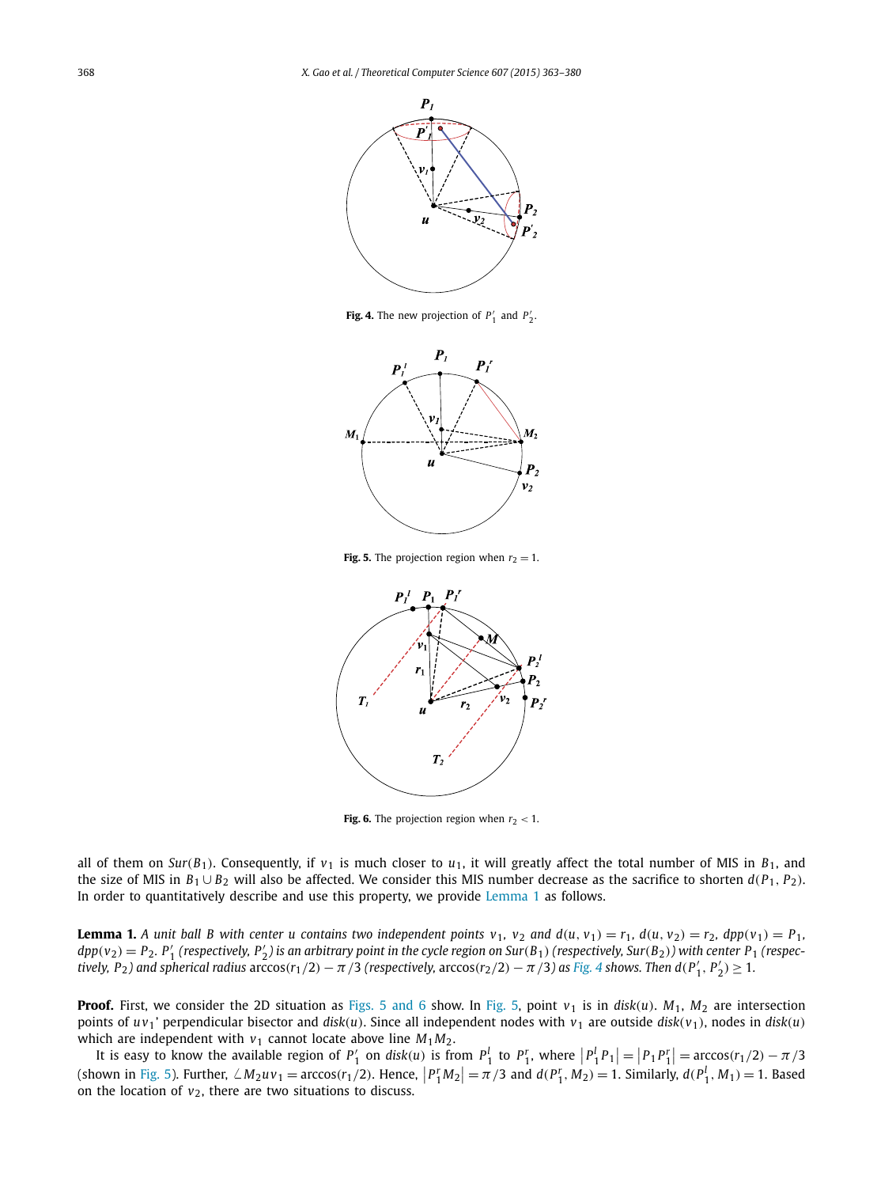**Fig. 4.** The new projection of $P'_1$ and $P'_2$.

**Fig. 5.** The projection region when $r_2 = 1$.

**Fig. 6.** The projection region when $r_2 < 1$.

all of them on $Sur(B_1)$. Consequently, if $v_1$ is much closer to $u_1$, it will greatly affect the total number of MIS in $B_1$, and the size of MIS in $B_1 \cup B_2$ will also be affected. We consider this MIS number decrease as the sacrifice to shorten $d(P_1, P_2)$. In order to quantitatively describe and use this property, we provide Lemma 1 as follows.

**Lemma 1.** *A unit ball B with center u contains two independent points $v_1$, $v_2$ and $d(u, v_1) = r_1$, $d(u, v_2) = r_2$, $dpp(v_1) = P_1$, $dpp(v_2) = P_2$. $P'_1$ (respectively, $P'_2$) is an arbitrary point in the cycle region on $Sur(B_1)$ (respectively, $Sur(B_2)$) with center $P_1$ (respectively, $P_2$) and spherical radius $\arccos(r_1/2) - \pi/3$ (respectively, $\arccos(r_2/2) - \pi/3$) as Fig. 4 shows. Then $d(P'_1, P'_2) \geq 1$.*

**Proof.** First, we consider the 2D situation as Figs. 5 and 6 show. In Fig. 5, point $v_1$ is in $disk(u)$. $M_1$, $M_2$ are intersection points of $uv_1$' perpendicular bisector and $disk(u)$. Since all independent nodes with $v_1$ are outside $disk(v_1)$, nodes in $disk(u)$ which are independent with $v_1$ cannot locate above line $M_1M_2$.

It is easy to know the available region of $P'_1$ on $disk(u)$ is from $P^l_1$ to $P^r_1$, where $|P^l_1 P_1| = |P_1 P^r_1| = \arccos(r_1/2) - \pi/3$ (shown in Fig. 5). Further, $\angle M_2uv_1 = \arccos(r_1/2)$. Hence, $|P^r_1 M_2| = \pi/3$ and $d(P^r_1, M_2) = 1$. Similarly, $d(P^l_1, M_1) = 1$. Based on the location of $v_2$, there are two situations to discuss.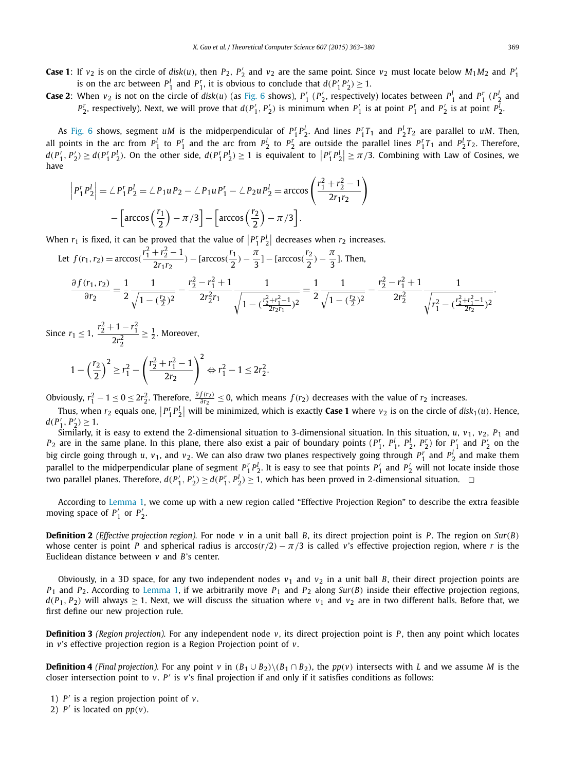**Case 1**: If $v_2$ is on the circle of $disk(u)$, then $P_2$, $P_2'$ and $v_2$ are the same point. Since $v_2$ must locate below $M_1M_2$ and $P_1'$ is on the arc between $P_1^l$ and $P_1^r$, it is obvious to conclude that $d(P_1'P_2') \geq 1$.

**Case 2**: When $v_2$ is not on the circle of $disk(u)$ (as Fig. 6 shows), $P_1'$ ($P_2'$, respectively) locates between $P_1^l$ and $P_1^r$ ($P_2^l$ and $P_2^r$, respectively). Next, we will prove that $d(P_1', P_2')$ is minimum when $P_1'$ is at point $P_1^r$ and $P_2'$ is at point $P_2^l$.

As Fig. 6 shows, segment $uM$ is the midperpendicular of $P_1^r P_2^l$. And lines $P_1^r T_1$ and $P_2^l T_2$ are parallel to $uM$. Then, all points in the arc from $P_1^l$ to $P_1^r$ and the arc from $P_2^l$ to $P_2^r$ are outside the parallel lines $P_1^r T_1$ and $P_2^l T_2$. Therefore, $d(P_1', P_2') \geq d(P_1^r P_2^l)$. On the other side, $d(P_1^r P_2^l) \geq 1$ is equivalent to $\left|P_1^r P_2^l\right| \geq \pi/3$. Combining with Law of Cosines, we have

$$\left|P_1^r P_2^l\right| = \angle P_1^r P_2^l = \angle P_1 u P_2 - \angle P_1 u P_1^r - \angle P_2 u P_2^l = \arccos\left(\frac{r_1^2 + r_2^2 - 1}{2r_1 r_2}\right) - \left[\arccos\left(\frac{r_1}{2}\right) - \pi/3\right] - \left[\arccos\left(\frac{r_2}{2}\right) - \pi/3\right].$$

When $r_1$ is fixed, it can be proved that the value of $\left|P_1^r P_2^l\right|$ decreases when $r_2$ increases.

Let $f(r_1, r_2) = \arccos(\frac{r_1^2 + r_2^2 - 1}{2r_1 r_2}) - [\arccos(\frac{r_1}{2}) - \frac{\pi}{3}] - [\arccos(\frac{r_2}{2}) - \frac{\pi}{3}]$. Then,

$$\frac{\partial f(r_1, r_2)}{\partial r_2} = \frac{1}{2}\frac{1}{\sqrt{1 - (\frac{r_2}{2})^2}} - \frac{r_2^2 - r_1^2 + 1}{2r_2^2 r_1}\frac{1}{\sqrt{1 - (\frac{r_2^2 + r_1^2 - 1}{2r_2 r_1})^2}} = \frac{1}{2}\frac{1}{\sqrt{1 - (\frac{r_2}{2})^2}} - \frac{r_2^2 - r_1^2 + 1}{2r_2^2}\frac{1}{\sqrt{r_1^2 - (\frac{r_2^2 + r_1^2 - 1}{2r_2})^2}}.$$

Since $r_1 \leq 1$, $\dfrac{r_2^2 + 1 - r_1^2}{2r_2^2} \geq \frac{1}{2}$. Moreover,

$$1 - \left(\frac{r_2}{2}\right)^2 \geq r_1^2 - \left(\frac{r_2^2 + r_1^2 - 1}{2r_2}\right)^2 \Leftrightarrow r_1^2 - 1 \leq 2r_2^2.$$

Obviously, $r_1^2 - 1 \leq 0 \leq 2r_2^2$. Therefore, $\frac{\partial f(r_2)}{\partial r_2} \leq 0$, which means $f(r_2)$ decreases with the value of $r_2$ increases.

Thus, when $r_2$ equals one, $\left|P_1^r P_2^l\right|$ will be minimized, which is exactly **Case 1** where $v_2$ is on the circle of $disk_1(u)$. Hence, $d(P_1', P_2') \geq 1$.

Similarly, it is easy to extend the 2-dimensional situation to 3-dimensional situation. In this situation, $u$, $v_1$, $v_2$, $P_1$ and $P_2$ are in the same plane. In this plane, there also exist a pair of boundary points ($P_1^r$, $P_1^l$, $P_2^l$, $P_2^r$) for $P_1'$ and $P_2'$ on the big circle going through $u$, $v_1$, and $v_2$. We can also draw two planes respectively going through $P_1^r$ and $P_2^l$ and make them parallel to the midperpendicular plane of segment $P_1^r P_2^l$. It is easy to see that points $P_1'$ and $P_2'$ will not locate inside those two parallel planes. Therefore, $d(P_1', P_2') \geq d(P_1^r, P_2^l) \geq 1$, which has been proved in 2-dimensional situation. □

According to Lemma 1, we come up with a new region called "Effective Projection Region" to describe the extra feasible moving space of $P_1'$ or $P_2'$.

**Definition 2** *(Effective projection region).* For node $v$ in a unit ball $B$, its direct projection point is $P$. The region on $Sur(B)$ whose center is point $P$ and spherical radius is $\arccos(r/2) - \pi/3$ is called $v$'s effective projection region, where $r$ is the Euclidean distance between $v$ and $B$'s center.

Obviously, in a 3D space, for any two independent nodes $v_1$ and $v_2$ in a unit ball $B$, their direct projection points are $P_1$ and $P_2$. According to Lemma 1, if we arbitrarily move $P_1$ and $P_2$ along $Sur(B)$ inside their effective projection regions, $d(P_1, P_2)$ will always $\geq 1$. Next, we will discuss the situation where $v_1$ and $v_2$ are in two different balls. Before that, we first define our new projection rule.

**Definition 3** *(Region projection).* For any independent node $v$, its direct projection point is $P$, then any point which locates in $v$'s effective projection region is a Region Projection point of $v$.

**Definition 4** *(Final projection).* For any point $v$ in $(B_1 \cup B_2) \backslash (B_1 \cap B_2)$, the $pp(v)$ intersects with $L$ and we assume $M$ is the closer intersection point to $v$. $P'$ is $v$'s final projection if and only if it satisfies conditions as follows:

1) $P'$ is a region projection point of $v$.
2) $P'$ is located on $pp(v)$.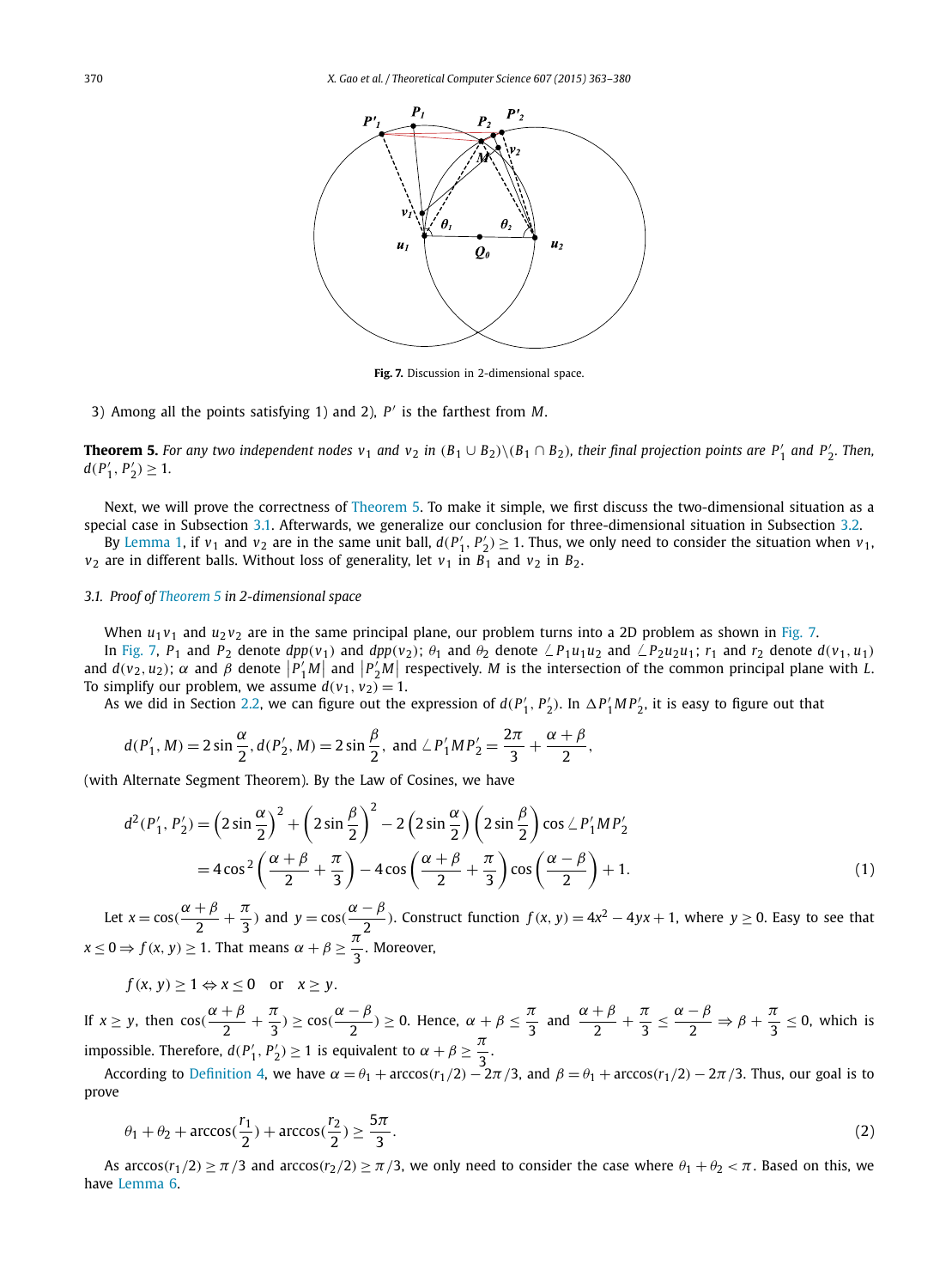Fig. 7. Discussion in 2-dimensional space.

3) Among all the points satisfying 1) and 2), $P'$ is the farthest from $M$.

**Theorem 5.** *For any two independent nodes $v_1$ and $v_2$ in $(B_1 \cup B_2) \backslash (B_1 \cap B_2)$, their final projection points are $P'_1$ and $P'_2$. Then, $d(P'_1, P'_2) \geq 1$.*

Next, we will prove the correctness of Theorem 5. To make it simple, we first discuss the two-dimensional situation as a special case in Subsection 3.1. Afterwards, we generalize our conclusion for three-dimensional situation in Subsection 3.2.

By Lemma 1, if $v_1$ and $v_2$ are in the same unit ball, $d(P'_1, P'_2) \geq 1$. Thus, we only need to consider the situation when $v_1$, $v_2$ are in different balls. Without loss of generality, let $v_1$ in $B_1$ and $v_2$ in $B_2$.

### 3.1. Proof of Theorem 5 in 2-dimensional space

When $u_1 v_1$ and $u_2 v_2$ are in the same principal plane, our problem turns into a 2D problem as shown in Fig. 7.

In Fig. 7, $P_1$ and $P_2$ denote $dpp(v_1)$ and $dpp(v_2)$; $\theta_1$ and $\theta_2$ denote $\angle P_1 u_1 u_2$ and $\angle P_2 u_2 u_1$; $r_1$ and $r_2$ denote $d(v_1, u_1)$ and $d(v_2, u_2)$; $\alpha$ and $\beta$ denote $|P'_1 M|$ and $|P'_2 M|$ respectively. $M$ is the intersection of the common principal plane with $L$. To simplify our problem, we assume $d(v_1, v_2) = 1$.

As we did in Section 2.2, we can figure out the expression of $d(P'_1, P'_2)$. In $\Delta P'_1 M P'_2$, it is easy to figure out that

$$d(P'_1, M) = 2\sin\frac{\alpha}{2}, d(P'_2, M) = 2\sin\frac{\beta}{2}, \text{ and } \angle P'_1 M P'_2 = \frac{2\pi}{3} + \frac{\alpha + \beta}{2},$$

(with Alternate Segment Theorem). By the Law of Cosines, we have

$$\begin{aligned} d^2(P'_1, P'_2) &= \left(2\sin\frac{\alpha}{2}\right)^2 + \left(2\sin\frac{\beta}{2}\right)^2 - 2\left(2\sin\frac{\alpha}{2}\right)\left(2\sin\frac{\beta}{2}\right)\cos\angle P'_1 M P'_2 \\ &= 4\cos^2\left(\frac{\alpha+\beta}{2} + \frac{\pi}{3}\right) - 4\cos\left(\frac{\alpha+\beta}{2} + \frac{\pi}{3}\right)\cos\left(\frac{\alpha-\beta}{2}\right) + 1. \end{aligned} \tag{1}$$

Let $x = \cos(\dfrac{\alpha+\beta}{2} + \dfrac{\pi}{3})$ and $y = \cos(\dfrac{\alpha-\beta}{2})$. Construct function $f(x, y) = 4x^2 - 4yx + 1$, where $y \geq 0$. Easy to see that $x \leq 0 \Rightarrow f(x, y) \geq 1$. That means $\alpha + \beta \geq \dfrac{\pi}{3}$. Moreover,

$$f(x, y) \geq 1 \Leftrightarrow x \leq 0 \quad \text{or} \quad x \geq y.$$

If $x \geq y$, then $\cos(\dfrac{\alpha+\beta}{2} + \dfrac{\pi}{3}) \geq \cos(\dfrac{\alpha-\beta}{2}) \geq 0$. Hence, $\alpha + \beta \leq \dfrac{\pi}{3}$ and $\dfrac{\alpha+\beta}{2} + \dfrac{\pi}{3} \leq \dfrac{\alpha-\beta}{2} \Rightarrow \beta + \dfrac{\pi}{3} \leq 0$, which is impossible. Therefore, $d(P'_1, P'_2) \geq 1$ is equivalent to $\alpha + \beta \geq \dfrac{\pi}{3}$.

According to Definition 4, we have $\alpha = \theta_1 + \arccos(r_1/2) - 2\pi/3$, and $\beta = \theta_1 + \arccos(r_1/2) - 2\pi/3$. Thus, our goal is to prove

$$\theta_1 + \theta_2 + \arccos(\frac{r_1}{2}) + \arccos(\frac{r_2}{2}) \geq \frac{5\pi}{3}. \tag{2}$$

As $\arccos(r_1/2) \geq \pi/3$ and $\arccos(r_2/2) \geq \pi/3$, we only need to consider the case where $\theta_1 + \theta_2 < \pi$. Based on this, we have Lemma 6.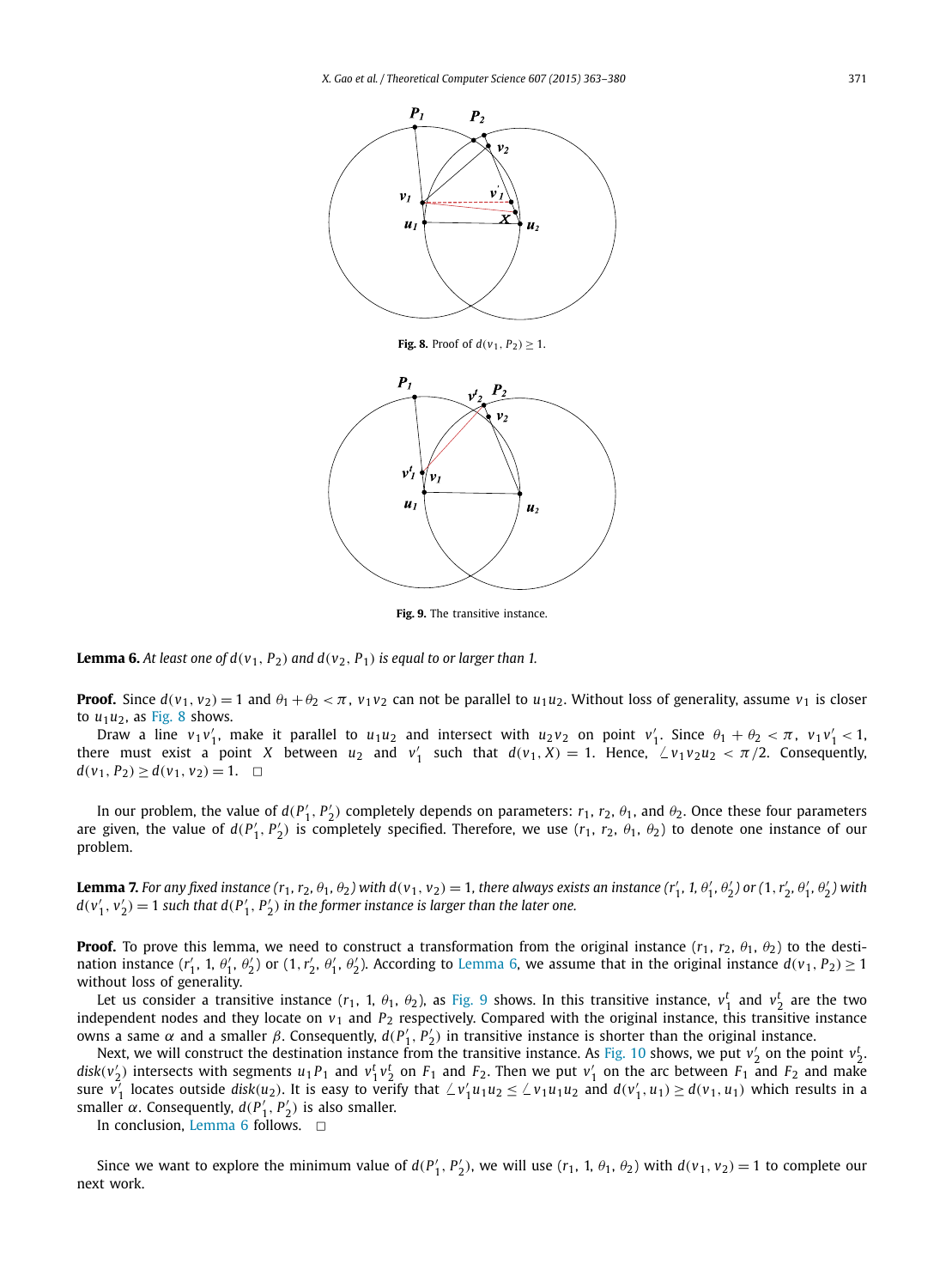Fig. 8. Proof of $d(v_1, P_2) \geq 1$.

Fig. 9. The transitive instance.

**Lemma 6.** *At least one of $d(v_1, P_2)$ and $d(v_2, P_1)$ is equal to or larger than 1.*

**Proof.** Since $d(v_1, v_2) = 1$ and $\theta_1 + \theta_2 < \pi$, $v_1v_2$ can not be parallel to $u_1u_2$. Without loss of generality, assume $v_1$ is closer to $u_1u_2$, as Fig. 8 shows.

Draw a line $v_1v_1'$, make it parallel to $u_1u_2$ and intersect with $u_2v_2$ on point $v_1'$. Since $\theta_1 + \theta_2 < \pi$, $v_1v_1' < 1$, there must exist a point $X$ between $u_2$ and $v_1'$ such that $d(v_1, X) = 1$. Hence, $\angle v_1v_2u_2 < \pi/2$. Consequently, $d(v_1, P_2) \geq d(v_1, v_2) = 1$. □

In our problem, the value of $d(P_1', P_2')$ completely depends on parameters: $r_1$, $r_2$, $\theta_1$, and $\theta_2$. Once these four parameters are given, the value of $d(P_1', P_2')$ is completely specified. Therefore, we use $(r_1, r_2, \theta_1, \theta_2)$ to denote one instance of our problem.

**Lemma 7.** *For any fixed instance $(r_1, r_2, \theta_1, \theta_2)$ with $d(v_1, v_2) = 1$, there always exists an instance $(r_1', 1, \theta_1', \theta_2')$ or $(1, r_2', \theta_1', \theta_2')$ with $d(v_1', v_2') = 1$ such that $d(P_1', P_2')$ in the former instance is larger than the later one.*

**Proof.** To prove this lemma, we need to construct a transformation from the original instance $(r_1, r_2, \theta_1, \theta_2)$ to the destination instance $(r_1', 1, \theta_1', \theta_2')$ or $(1, r_2', \theta_1', \theta_2')$. According to Lemma 6, we assume that in the original instance $d(v_1, P_2) \geq 1$ without loss of generality.

Let us consider a transitive instance $(r_1, 1, \theta_1, \theta_2)$, as Fig. 9 shows. In this transitive instance, $v_1^t$ and $v_2^t$ are the two independent nodes and they locate on $v_1$ and $P_2$ respectively. Compared with the original instance, this transitive instance owns a same $\alpha$ and a smaller $\beta$. Consequently, $d(P_1', P_2')$ in transitive instance is shorter than the original instance.

Next, we will construct the destination instance from the transitive instance. As Fig. 10 shows, we put $v_2'$ on the point $v_2^t$. $disk(v_2')$ intersects with segments $u_1P_1$ and $v_1^tv_2^t$ on $F_1$ and $F_2$. Then we put $v_1'$ on the arc between $F_1$ and $F_2$ and make sure $v_1'$ locates outside $disk(u_2)$. It is easy to verify that $\angle v_1'u_1u_2 \leq \angle v_1u_1u_2$ and $d(v_1', u_1) \geq d(v_1, u_1)$ which results in a smaller $\alpha$. Consequently, $d(P_1', P_2')$ is also smaller.

In conclusion, Lemma 6 follows. □

Since we want to explore the minimum value of $d(P_1', P_2')$, we will use $(r_1, 1, \theta_1, \theta_2)$ with $d(v_1, v_2) = 1$ to complete our next work.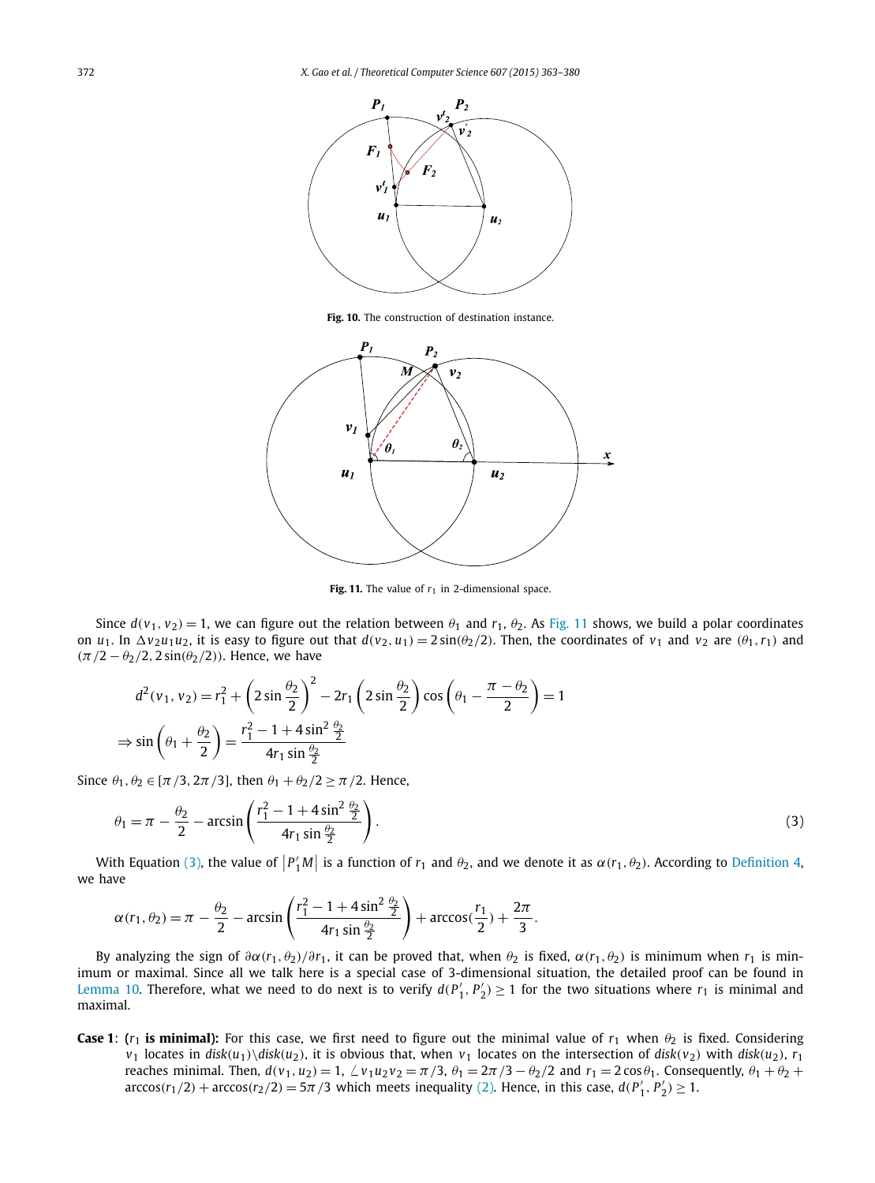**Fig. 10.** The construction of destination instance.

**Fig. 11.** The value of $r_1$ in 2-dimensional space.

Since $d(v_1, v_2) = 1$, we can figure out the relation between $\theta_1$ and $r_1$, $\theta_2$. As Fig. 11 shows, we build a polar coordinates on $u_1$. In $\Delta v_2 u_1 u_2$, it is easy to figure out that $d(v_2, u_1) = 2\sin(\theta_2/2)$. Then, the coordinates of $v_1$ and $v_2$ are $(\theta_1, r_1)$ and $(\pi/2 - \theta_2/2, 2\sin(\theta_2/2))$. Hence, we have

$$d^2(v_1, v_2) = r_1^2 + \left(2\sin\frac{\theta_2}{2}\right)^2 - 2r_1\left(2\sin\frac{\theta_2}{2}\right)\cos\left(\theta_1 - \frac{\pi - \theta_2}{2}\right) = 1$$

$$\Rightarrow \sin\left(\theta_1 + \frac{\theta_2}{2}\right) = \frac{r_1^2 - 1 + 4\sin^2\frac{\theta_2}{2}}{4r_1\sin\frac{\theta_2}{2}}$$

Since $\theta_1, \theta_2 \in [\pi/3, 2\pi/3]$, then $\theta_1 + \theta_2/2 \geq \pi/2$. Hence,

$$\theta_1 = \pi - \frac{\theta_2}{2} - \arcsin\left(\frac{r_1^2 - 1 + 4\sin^2\frac{\theta_2}{2}}{4r_1\sin\frac{\theta_2}{2}}\right). \tag{3}$$

With Equation (3), the value of $\left|P_1'M\right|$ is a function of $r_1$ and $\theta_2$, and we denote it as $\alpha(r_1, \theta_2)$. According to Definition 4, we have

$$\alpha(r_1, \theta_2) = \pi - \frac{\theta_2}{2} - \arcsin\left(\frac{r_1^2 - 1 + 4\sin^2\frac{\theta_2}{2}}{4r_1\sin\frac{\theta_2}{2}}\right) + \arccos\left(\frac{r_1}{2}\right) + \frac{2\pi}{3}.$$

By analyzing the sign of $\partial\alpha(r_1, \theta_2)/\partial r_1$, it can be proved that, when $\theta_2$ is fixed, $\alpha(r_1, \theta_2)$ is minimum when $r_1$ is minimum or maximal. Since all we talk here is a special case of 3-dimensional situation, the detailed proof can be found in Lemma 10. Therefore, what we need to do next is to verify $d(P_1', P_2') \geq 1$ for the two situations where $r_1$ is minimal and maximal.

**Case 1**: **($r_1$ is minimal):** For this case, we first need to figure out the minimal value of $r_1$ when $\theta_2$ is fixed. Considering $v_1$ locates in $disk(u_1) \backslash disk(u_2)$, it is obvious that, when $v_1$ locates on the intersection of $disk(v_2)$ with $disk(u_2)$, $r_1$ reaches minimal. Then, $d(v_1, u_2) = 1$, $\angle v_1 u_2 v_2 = \pi/3$, $\theta_1 = 2\pi/3 - \theta_2/2$ and $r_1 = 2\cos\theta_1$. Consequently, $\theta_1 + \theta_2 + \arccos(r_1/2) + \arccos(r_2/2) = 5\pi/3$ which meets inequality (2). Hence, in this case, $d(P_1', P_2') \geq 1$.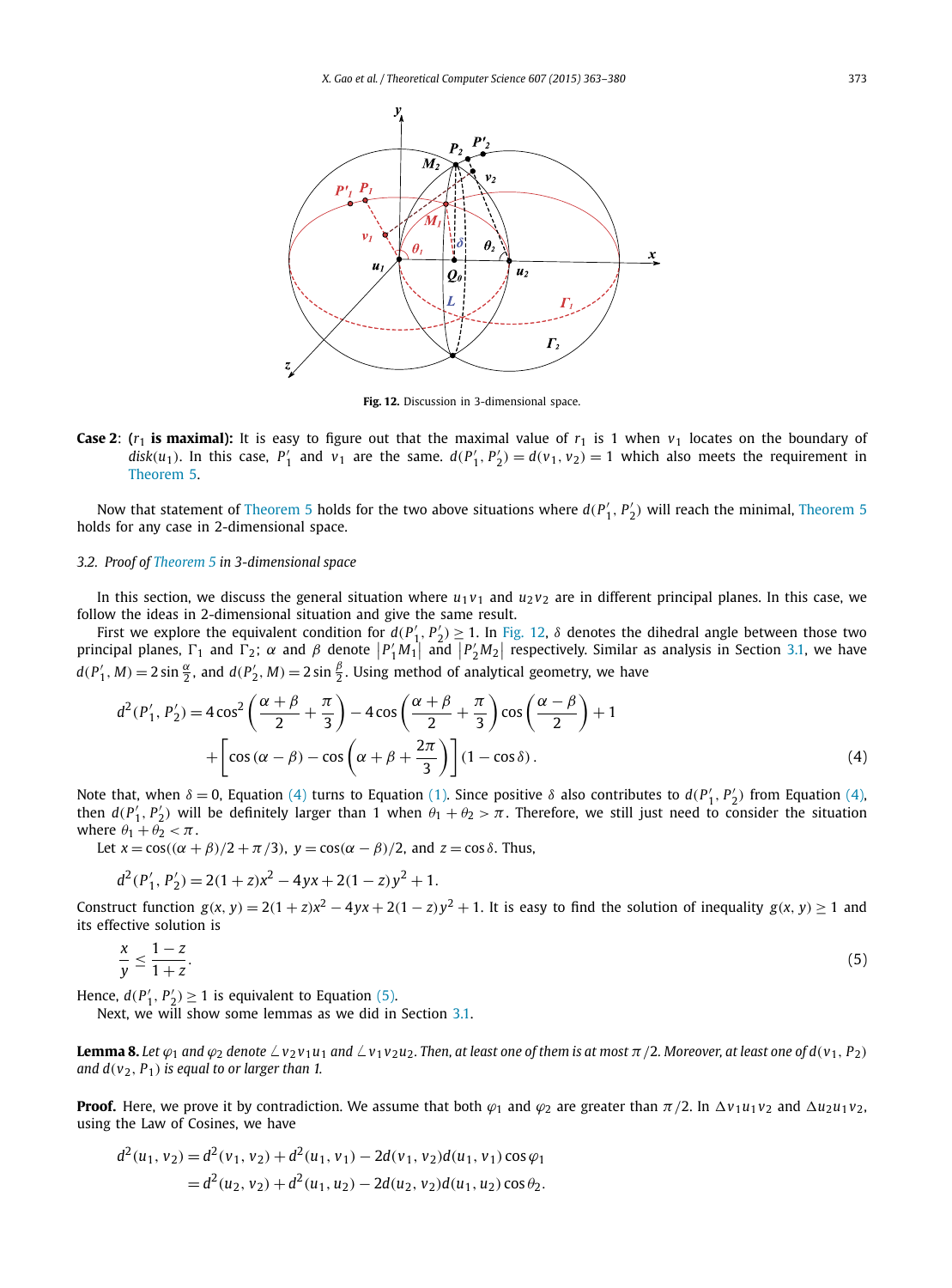Fig. 12. Discussion in 3-dimensional space.

**Case 2**: (**$r_1$ is maximal):** It is easy to figure out that the maximal value of $r_1$ is 1 when $v_1$ locates on the boundary of $disk(u_1)$. In this case, $P_1'$ and $v_1$ are the same. $d(P_1', P_2') = d(v_1, v_2) = 1$ which also meets the requirement in Theorem 5.

Now that statement of Theorem 5 holds for the two above situations where $d(P_1', P_2')$ will reach the minimal, Theorem 5 holds for any case in 2-dimensional space.

### 3.2. Proof of Theorem 5 in 3-dimensional space

In this section, we discuss the general situation where $u_1v_1$ and $u_2v_2$ are in different principal planes. In this case, we follow the ideas in 2-dimensional situation and give the same result.

First we explore the equivalent condition for $d(P_1', P_2') \geq 1$. In Fig. 12, $\delta$ denotes the dihedral angle between those two principal planes, $\Gamma_1$ and $\Gamma_2$; $\alpha$ and $\beta$ denote $|P_1'M_1|$ and $|P_2'M_2|$ respectively. Similar as analysis in Section 3.1, we have $d(P_1', M) = 2\sin\frac{\alpha}{2}$, and $d(P_2', M) = 2\sin\frac{\beta}{2}$. Using method of analytical geometry, we have

$$d^2(P_1', P_2') = 4\cos^2\left(\frac{\alpha+\beta}{2} + \frac{\pi}{3}\right) - 4\cos\left(\frac{\alpha+\beta}{2} + \frac{\pi}{3}\right)\cos\left(\frac{\alpha-\beta}{2}\right) + 1$$
$$+ \left[\cos(\alpha-\beta) - \cos\left(\alpha+\beta+\frac{2\pi}{3}\right)\right](1-\cos\delta). \tag{4}$$

Note that, when $\delta = 0$, Equation (4) turns to Equation (1). Since positive $\delta$ also contributes to $d(P_1', P_2')$ from Equation (4), then $d(P_1', P_2')$ will be definitely larger than 1 when $\theta_1 + \theta_2 > \pi$. Therefore, we still just need to consider the situation where $\theta_1 + \theta_2 < \pi$.

Let $x = \cos((\alpha+\beta)/2 + \pi/3)$, $y = \cos(\alpha-\beta)/2$, and $z = \cos\delta$. Thus,

$$d^2(P_1', P_2') = 2(1+z)x^2 - 4yx + 2(1-z)y^2 + 1.$$

Construct function $g(x, y) = 2(1+z)x^2 - 4yx + 2(1-z)y^2 + 1$. It is easy to find the solution of inequality $g(x, y) \geq 1$ and its effective solution is

$$\frac{x}{y} \leq \frac{1-z}{1+z}. \tag{5}$$

Hence, $d(P_1', P_2') \geq 1$ is equivalent to Equation (5).

Next, we will show some lemmas as we did in Section 3.1.

**Lemma 8.** *Let $\varphi_1$ and $\varphi_2$ denote $\angle v_2v_1u_1$ and $\angle v_1v_2u_2$. Then, at least one of them is at most $\pi/2$. Moreover, at least one of $d(v_1, P_2)$ and $d(v_2, P_1)$ is equal to or larger than 1.*

**Proof.** Here, we prove it by contradiction. We assume that both $\varphi_1$ and $\varphi_2$ are greater than $\pi/2$. In $\Delta v_1u_1v_2$ and $\Delta u_2u_1v_2$, using the Law of Cosines, we have

$$d^2(u_1, v_2) = d^2(v_1, v_2) + d^2(u_1, v_1) - 2d(v_1, v_2)d(u_1, v_1)\cos\varphi_1$$
$$= d^2(u_2, v_2) + d^2(u_1, u_2) - 2d(u_2, v_2)d(u_1, u_2)\cos\theta_2.$$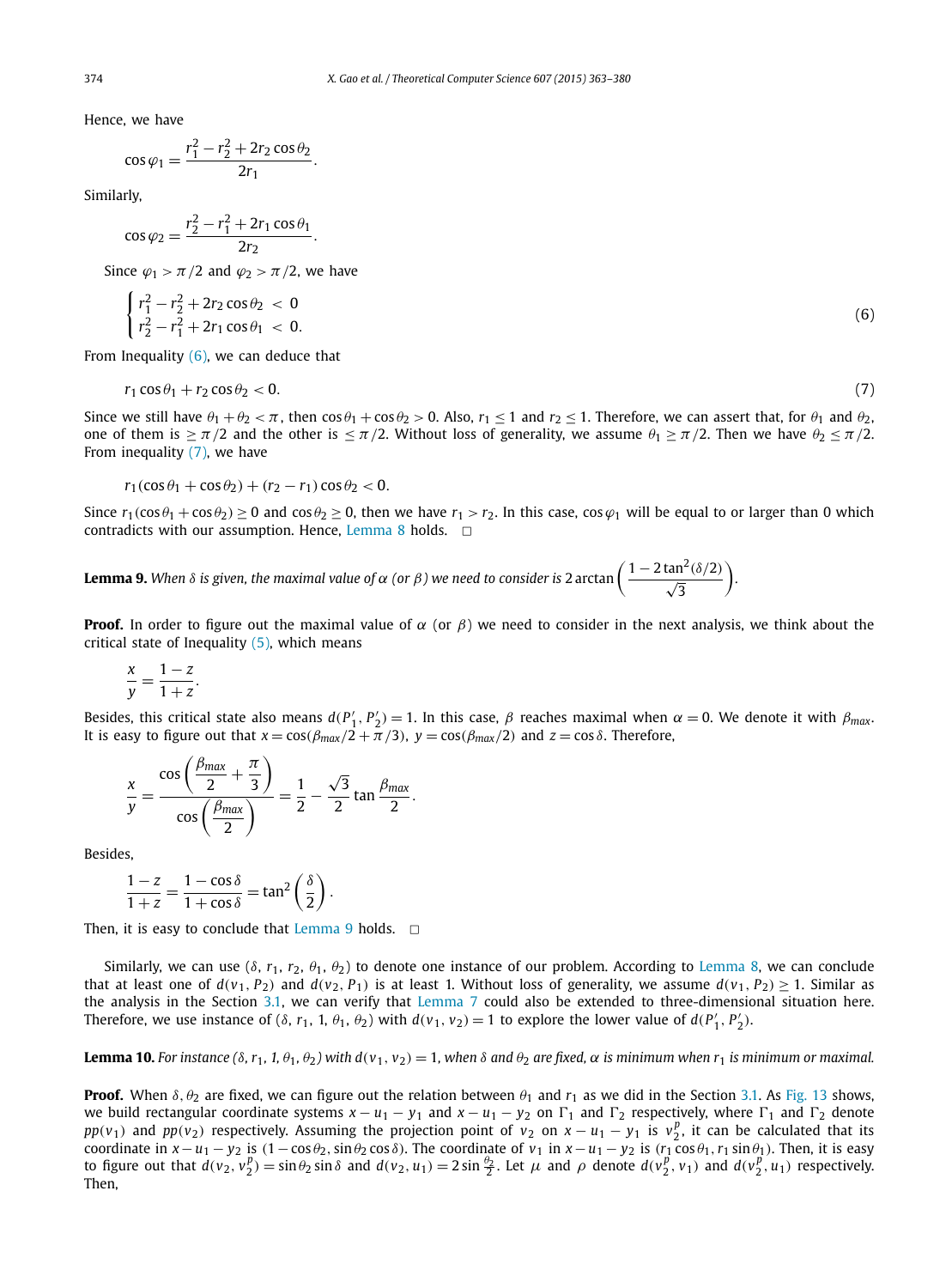Hence, we have

$$\cos\varphi_1 = \frac{r_1^2 - r_2^2 + 2r_2\cos\theta_2}{2r_1}.$$

Similarly,

$$\cos\varphi_2 = \frac{r_2^2 - r_1^2 + 2r_1\cos\theta_1}{2r_2}.$$

Since $\varphi_1 > \pi/2$ and $\varphi_2 > \pi/2$, we have

$$\begin{cases} r_1^2 - r_2^2 + 2r_2\cos\theta_2 \ < \ 0 \\ r_2^2 - r_1^2 + 2r_1\cos\theta_1 \ < \ 0. \end{cases} \tag{6}$$

From Inequality (6), we can deduce that

$$r_1\cos\theta_1 + r_2\cos\theta_2 < 0. \tag{7}$$

Since we still have $\theta_1 + \theta_2 < \pi$, then $\cos\theta_1 + \cos\theta_2 > 0$. Also, $r_1 \le 1$ and $r_2 \le 1$. Therefore, we can assert that, for $\theta_1$ and $\theta_2$, one of them is $\ge \pi/2$ and the other is $\le \pi/2$. Without loss of generality, we assume $\theta_1 \ge \pi/2$. Then we have $\theta_2 \le \pi/2$. From inequality (7), we have

$$r_1(\cos\theta_1 + \cos\theta_2) + (r_2 - r_1)\cos\theta_2 < 0.$$

Since $r_1(\cos\theta_1 + \cos\theta_2) \ge 0$ and $\cos\theta_2 \ge 0$, then we have $r_1 > r_2$. In this case, $\cos\varphi_1$ will be equal to or larger than 0 which contradicts with our assumption. Hence, Lemma 8 holds. □

**Lemma 9.** *When $\delta$ is given, the maximal value of $\alpha$ (or $\beta$) we need to consider is* $2\arctan\left(\dfrac{1 - 2\tan^2(\delta/2)}{\sqrt{3}}\right)$.

**Proof.** In order to figure out the maximal value of $\alpha$ (or $\beta$) we need to consider in the next analysis, we think about the critical state of Inequality (5), which means

$$\frac{x}{y} = \frac{1-z}{1+z}.$$

Besides, this critical state also means $d(P_1', P_2') = 1$. In this case, $\beta$ reaches maximal when $\alpha = 0$. We denote it with $\beta_{max}$. It is easy to figure out that $x = \cos(\beta_{max}/2 + \pi/3)$, $y = \cos(\beta_{max}/2)$ and $z = \cos\delta$. Therefore,

$$\frac{x}{y} = \frac{\cos\left(\dfrac{\beta_{max}}{2} + \dfrac{\pi}{3}\right)}{\cos\left(\dfrac{\beta_{max}}{2}\right)} = \frac{1}{2} - \frac{\sqrt{3}}{2}\tan\frac{\beta_{max}}{2}.$$

Besides,

$$\frac{1-z}{1+z} = \frac{1-\cos\delta}{1+\cos\delta} = \tan^2\left(\frac{\delta}{2}\right).$$

Then, it is easy to conclude that Lemma 9 holds. □

Similarly, we can use $(\delta, r_1, r_2, \theta_1, \theta_2)$ to denote one instance of our problem. According to Lemma 8, we can conclude that at least one of $d(v_1, P_2)$ and $d(v_2, P_1)$ is at least 1. Without loss of generality, we assume $d(v_1, P_2) \ge 1$. Similar as the analysis in the Section 3.1, we can verify that Lemma 7 could also be extended to three-dimensional situation here. Therefore, we use instance of $(\delta, r_1, 1, \theta_1, \theta_2)$ with $d(v_1, v_2) = 1$ to explore the lower value of $d(P_1', P_2')$.

**Lemma 10.** *For instance $(\delta, r_1, 1, \theta_1, \theta_2)$ with $d(v_1, v_2) = 1$, when $\delta$ and $\theta_2$ are fixed, $\alpha$ is minimum when $r_1$ is minimum or maximal.*

**Proof.** When $\delta, \theta_2$ are fixed, we can figure out the relation between $\theta_1$ and $r_1$ as we did in the Section 3.1. As Fig. 13 shows, we build rectangular coordinate systems $x - u_1 - y_1$ and $x - u_1 - y_2$ on $\Gamma_1$ and $\Gamma_2$ respectively, where $\Gamma_1$ and $\Gamma_2$ denote $pp(v_1)$ and $pp(v_2)$ respectively. Assuming the projection point of $v_2$ on $x - u_1 - y_1$ is $v_2^p$, it can be calculated that its coordinate in $x - u_1 - y_1$ is $(1 - \cos\theta_2, \sin\theta_2\cos\delta)$. The coordinate of $v_1$ in $x - u_1 - y_2$ is $(r_1\cos\theta_1, r_1\sin\theta_1)$. Then, it is easy to figure out that $d(v_2, v_2^p) = \sin\theta_2\sin\delta$ and $d(v_2, u_1) = 2\sin\frac{\theta_2}{2}$. Let $\mu$ and $\rho$ denote $d(v_2^p, v_1)$ and $d(v_2^p, u_1)$ respectively. Then,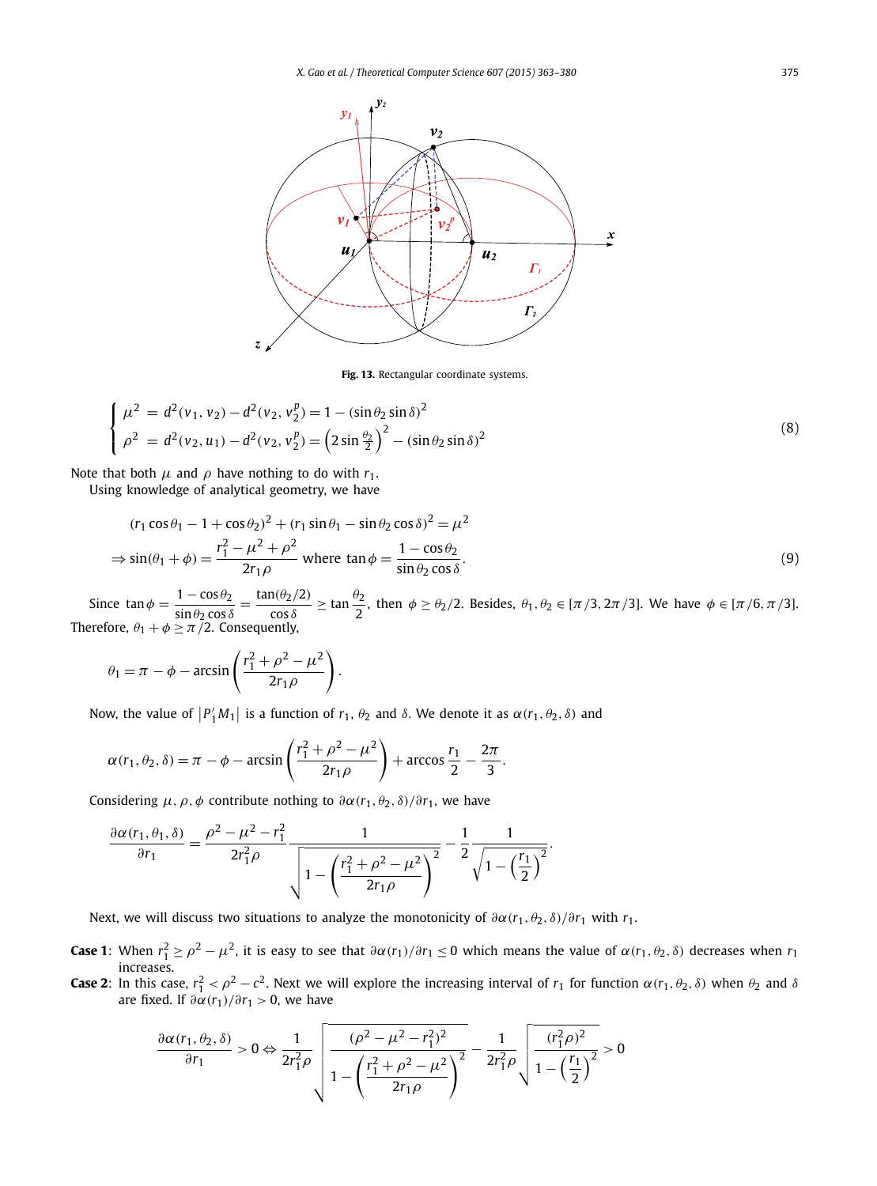Fig. 13. Rectangular coordinate systems.

$$
\begin{cases} \mu^2 \ = d^2(v_1, v_2) - d^2(v_2, v_2^p) = 1 - (\sin\theta_2 \sin\delta)^2 \\ \rho^2 \ = d^2(v_2, u_1) - d^2(v_2, v_2^p) = \left(2\sin\frac{\theta_2}{2}\right)^2 - (\sin\theta_2 \sin\delta)^2 \end{cases} \tag{8}
$$

Note that both $\mu$ and $\rho$ have nothing to do with $r_1$.

Using knowledge of analytical geometry, we have

$$
\begin{aligned}
&(r_1\cos\theta_1 - 1 + \cos\theta_2)^2 + (r_1 \sin\theta_1 - \sin\theta_2\cos\delta)^2 = \mu^2 \\
\Rightarrow\ &\sin(\theta_1 + \phi) = \frac{r_1^2 - \mu^2 + \rho^2}{2r_1\rho} \text{ where } \tan\phi = \frac{1-\cos\theta_2}{\sin\theta_2\cos\delta}.
\end{aligned} \tag{9}
$$

Since $\tan\phi = \dfrac{1-\cos\theta_2}{\sin\theta_2\cos\delta} = \dfrac{\tan(\theta_2/2)}{\cos\delta} \geq \tan\dfrac{\theta_2}{2}$, then $\phi \geq \theta_2/2$. Besides, $\theta_1, \theta_2 \in [\pi/3, 2\pi/3]$. We have $\phi \in [\pi/6, \pi/3]$. Therefore, $\theta_1 + \phi \geq \pi/2$. Consequently,

$$
\theta_1 = \pi - \phi - \arcsin\left(\frac{r_1^2 + \rho^2 - \mu^2}{2r_1\rho}\right).
$$

Now, the value of $\left|P_1' M_1\right|$ is a function of $r_1$, $\theta_2$ and $\delta$. We denote it as $\alpha(r_1, \theta_2, \delta)$ and

$$
\alpha(r_1, \theta_2, \delta) = \pi - \phi - \arcsin\left(\frac{r_1^2 + \rho^2 - \mu^2}{2r_1\rho}\right) + \arccos\frac{r_1}{2} - \frac{2\pi}{3}.
$$

Considering $\mu, \rho, \phi$ contribute nothing to $\partial\alpha(r_1, \theta_2, \delta)/\partial r_1$, we have

$$
\frac{\partial\alpha(r_1, \theta_1, \delta)}{\partial r_1} = \frac{\rho^2 - \mu^2 - r_1^2}{2r_1^2\rho} \frac{1}{\sqrt{1 - \left(\dfrac{r_1^2 + \rho^2 - \mu^2}{2r_1\rho}\right)^2}} - \frac{1}{2}\frac{1}{\sqrt{1 - \left(\dfrac{r_1}{2}\right)^2}}.
$$

Next, we will discuss two situations to analyze the monotonicity of $\partial\alpha(r_1, \theta_2, \delta)/\partial r_1$ with $r_1$.

**Case 1**: When $r_1^2 \geq \rho^2 - \mu^2$, it is easy to see that $\partial\alpha(r_1)/\partial r_1 \leq 0$ which means the value of $\alpha(r_1, \theta_2, \delta)$ decreases when $r_1$ increases.

**Case 2**: In this case, $r_1^2 < \rho^2 - c^2$. Next we will explore the increasing interval of $r_1$ for function $\alpha(r_1, \theta_2, \delta)$ when $\theta_2$ and $\delta$ are fixed. If $\partial\alpha(r_1)/\partial r_1 > 0$, we have

$$
\frac{\partial\alpha(r_1, \theta_2, \delta)}{\partial r_1} > 0 \Leftrightarrow \frac{1}{2r_1^2\rho}\sqrt{\frac{(\rho^2 - \mu^2 - r_1^2)^2}{1 - \left(\dfrac{r_1^2 + \rho^2 - \mu^2}{2r_1\rho}\right)^2}} - \frac{1}{2r_1^2\rho}\sqrt{\frac{(r_1^2\rho)^2}{1 - \left(\dfrac{r_1}{2}\right)^2}} > 0
$$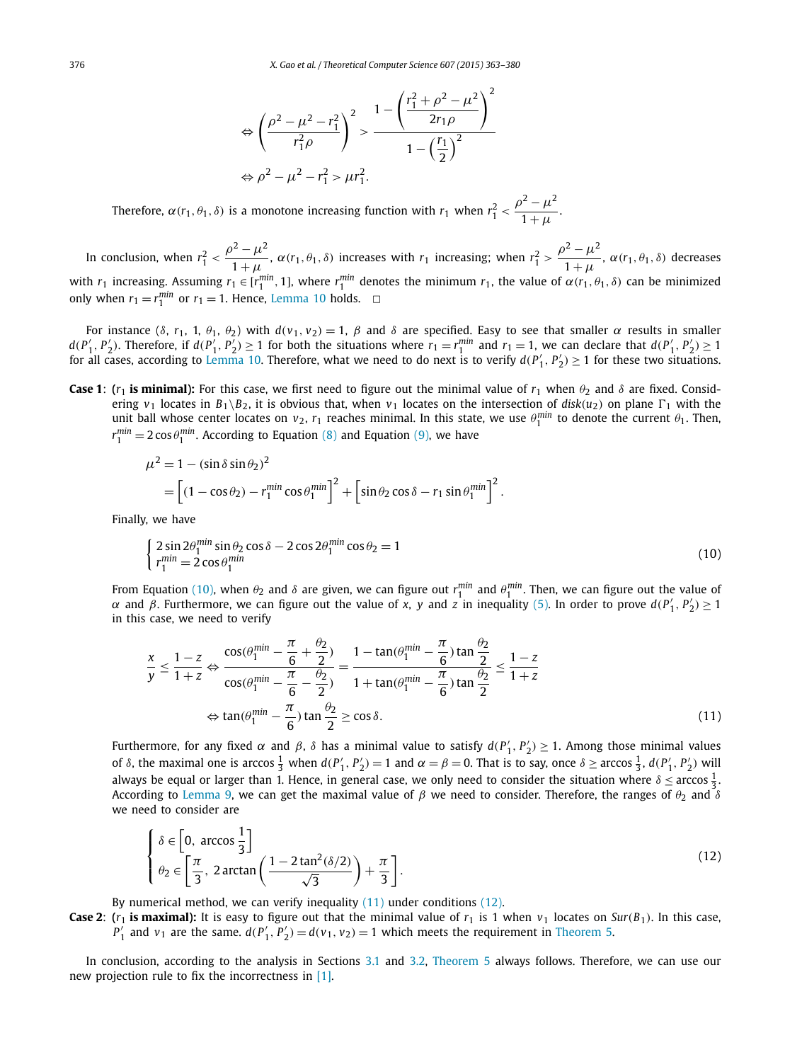$$\Leftrightarrow \left(\frac{\rho^2-\mu^2-r_1^2}{r_1^2\rho}\right)^2 > \frac{1-\left(\dfrac{r_1^2+\rho^2-\mu^2}{2r_1\rho}\right)^2}{1-\left(\dfrac{r_1}{2}\right)^2}$$

$$\Leftrightarrow \rho^2-\mu^2-r_1^2 > \mu r_1^2.$$

Therefore, $\alpha(r_1,\theta_1,\delta)$ is a monotone increasing function with $r_1$ when $r_1^2 < \dfrac{\rho^2-\mu^2}{1+\mu}$.

In conclusion, when $r_1^2 < \dfrac{\rho^2-\mu^2}{1+\mu}$, $\alpha(r_1,\theta_1,\delta)$ increases with $r_1$ increasing; when $r_1^2 > \dfrac{\rho^2-\mu^2}{1+\mu}$, $\alpha(r_1,\theta_1,\delta)$ decreases with $r_1$ increasing. Assuming $r_1 \in [r_1^{min}, 1]$, where $r_1^{min}$ denotes the minimum $r_1$, the value of $\alpha(r_1,\theta_1,\delta)$ can be minimized only when $r_1 = r_1^{min}$ or $r_1 = 1$. Hence, Lemma 10 holds. □

For instance $(\delta, r_1, 1, \theta_1, \theta_2)$ with $d(v_1, v_2) = 1$, $\beta$ and $\delta$ are specified. Easy to see that smaller $\alpha$ results in smaller $d(P_1', P_2')$. Therefore, if $d(P_1', P_2') \geq 1$ for both the situations where $r_1 = r_1^{min}$ and $r_1 = 1$, we can declare that $d(P_1', P_2') \geq 1$ for all cases, according to Lemma 10. Therefore, what we need to do next is to verify $d(P_1', P_2') \geq 1$ for these two situations.

**Case 1**: **($r_1$ is minimal):** For this case, we first need to figure out the minimal value of $r_1$ when $\theta_2$ and $\delta$ are fixed. Considering $v_1$ locates in $B_1 \backslash B_2$, it is obvious that, when $v_1$ locates on the intersection of $disk(u_2)$ on plane $\Gamma_1$ with the unit ball whose center locates on $v_2$, $r_1$ reaches minimal. In this state, we use $\theta_1^{min}$ to denote the current $\theta_1$. Then, $r_1^{min} = 2\cos\theta_1^{min}$. According to Equation (8) and Equation (9), we have

$$\begin{aligned}\mu^2 &= 1-(\sin\delta\sin\theta_2)^2\\ &= \left[(1-\cos\theta_2) - r_1^{min}\cos\theta_1^{min}\right]^2 + \left[\sin\theta_2\cos\delta - r_1\sin\theta_1^{min}\right]^2.\end{aligned}$$

Finally, we have

$$\begin{cases} 2\sin 2\theta_1^{min}\sin\theta_2\cos\delta - 2\cos 2\theta_1^{min}\cos\theta_2 = 1\\ r_1^{min} = 2\cos\theta_1^{min}\end{cases} \tag{10}$$

From Equation (10), when $\theta_2$ and $\delta$ are given, we can figure out $r_1^{min}$ and $\theta_1^{min}$. Then, we can figure out the value of $\alpha$ and $\beta$. Furthermore, we can figure out the value of $x$, $y$ and $z$ in inequality (5). In order to prove $d(P_1', P_2') \geq 1$ in this case, we need to verify

$$\begin{aligned}\frac{x}{y} \leq \frac{1-z}{1+z} &\Leftrightarrow \frac{\cos(\theta_1^{min}-\frac{\pi}{6}+\frac{\theta_2}{2})}{\cos(\theta_1^{min}-\frac{\pi}{6}-\frac{\theta_2}{2})} = \frac{1-\tan(\theta_1^{min}-\frac{\pi}{6})\tan\frac{\theta_2}{2}}{1+\tan(\theta_1^{min}-\frac{\pi}{6})\tan\frac{\theta_2}{2}} \leq \frac{1-z}{1+z}\\ &\Leftrightarrow \tan(\theta_1^{min}-\frac{\pi}{6})\tan\frac{\theta_2}{2} \geq \cos\delta.\end{aligned} \tag{11}$$

Furthermore, for any fixed $\alpha$ and $\beta$, $\delta$ has a minimal value to satisfy $d(P_1', P_2') \geq 1$. Among those minimal values of $\delta$, the maximal one is $\arccos\frac{1}{3}$ when $d(P_1', P_2') = 1$ and $\alpha = \beta = 0$. That is to say, once $\delta \geq \arccos\frac{1}{3}$, $d(P_1', P_2')$ will always be equal or larger than 1. Hence, in general case, we only need to consider the situation where $\delta \leq \arccos\frac{1}{3}$. According to Lemma 9, we can get the maximal value of $\beta$ we need to consider. Therefore, the ranges of $\theta_2$ and $\delta$ we need to consider are

$$\begin{cases} \delta \in \left[0,\ \arccos\dfrac{1}{3}\right]\\ \theta_2 \in \left[\dfrac{\pi}{3},\ 2\arctan\left(\dfrac{1-2\tan^2(\delta/2)}{\sqrt{3}}\right)+\dfrac{\pi}{3}\right].\end{cases} \tag{12}$$

By numerical method, we can verify inequality (11) under conditions (12).

**Case 2**: **($r_1$ is maximal):** It is easy to figure out that the minimal value of $r_1$ is 1 when $v_1$ locates on $Sur(B_1)$. In this case, $P_1'$ and $v_1$ are the same. $d(P_1', P_2') = d(v_1, v_2) = 1$ which meets the requirement in Theorem 5.

In conclusion, according to the analysis in Sections 3.1 and 3.2, Theorem 5 always follows. Therefore, we can use our new projection rule to fix the incorrectness in [1].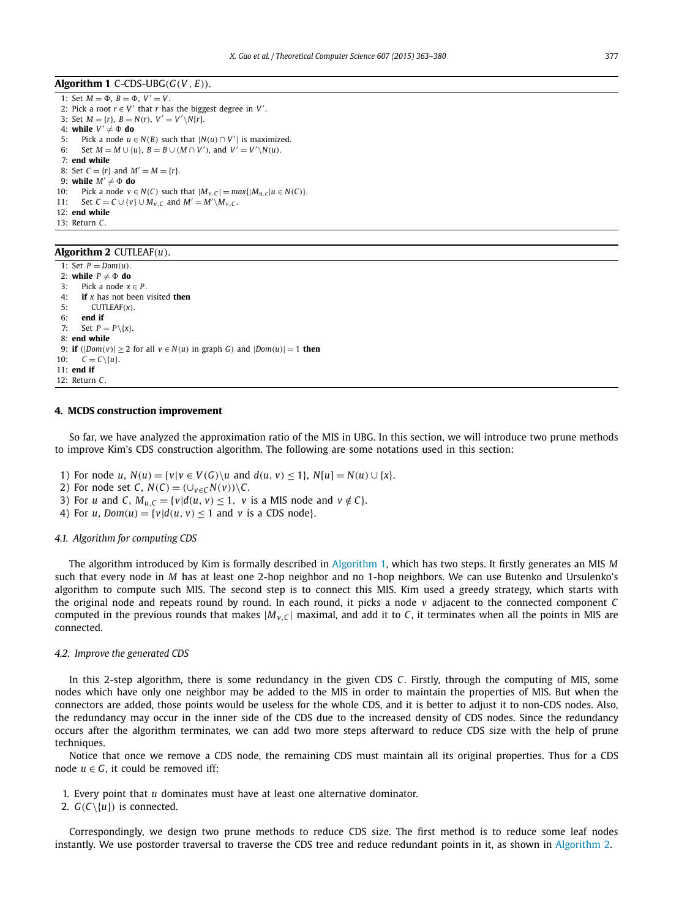**Algorithm 1** C-CDS-UBG($G(V, E)$).

```
1: Set M = Φ, B = Φ, V' = V.
2: Pick a root r ∈ V' that r has the biggest degree in V'.
3: Set M = {r}, B = N(r), V' = V'\N[r].
4: while V' ≠ Φ do
5:    Pick a node u ∈ N(B) such that |N(u) ∩ V'| is maximized.
6:    Set M = M ∪ {u}, B = B ∪ (M ∩ V'), and V' = V'\N(u).
7: end while
8: Set C = {r} and M' = M = {r}.
9: while M' ≠ Φ do
10:   Pick a node v ∈ N(C) such that |M_{v,C}| = max{|M_{u,c}| u ∈ N(C)}.
11:   Set C = C ∪ {v} ∪ M_{v,C} and M' = M'\M_{v,C}.
12: end while
13: Return C.
```

**Algorithm 2** CUTLEAF($u$).

```
1: Set P = Dom(u).
2: while P ≠ Φ do
3:    Pick a node x ∈ P.
4:    if x has not been visited then
5:       CUTLEAF(x).
6:    end if
7:    Set P = P\{x}.
8: end while
9: if (|Dom(v)| ≥ 2 for all v ∈ N(u) in graph G) and |Dom(u)| = 1 then
10:   C = C\{u}.
11: end if
12: Return C.
```

## 4. MCDS construction improvement

So far, we have analyzed the approximation ratio of the MIS in UBG. In this section, we will introduce two prune methods to improve Kim's CDS construction algorithm. The following are some notations used in this section:

1) For node $u$, $N(u) = \{v | v \in V(G)\backslash u \text{ and } d(u, v) \le 1\}$, $N[u] = N(u) \cup \{x\}$.
2) For node set $C$, $N(C) = (\cup_{v \in C} N(v))\backslash C$.
3) For $u$ and $C$, $M_{u,C} = \{v | d(u, v) \le 1,\ v \text{ is a MIS node and } v \notin C\}$.
4) For $u$, $Dom(u) = \{v | d(u, v) \le 1 \text{ and } v \text{ is a CDS node}\}$.

### 4.1. Algorithm for computing CDS

The algorithm introduced by Kim is formally described in Algorithm 1, which has two steps. It firstly generates an MIS $M$ such that every node in $M$ has at least one 2-hop neighbor and no 1-hop neighbors. We can use Butenko and Ursulenko's algorithm to compute such MIS. The second step is to connect this MIS. Kim used a greedy strategy, which starts with the original node and repeats round by round. In each round, it picks a node $v$ adjacent to the connected component $C$ computed in the previous rounds that makes $|M_{v,C}|$ maximal, and add it to $C$, it terminates when all the points in MIS are connected.

### 4.2. Improve the generated CDS

In this 2-step algorithm, there is some redundancy in the given CDS $C$. Firstly, through the computing of MIS, some nodes which have only one neighbor may be added to the MIS in order to maintain the properties of MIS. But when the connectors are added, those points would be useless for the whole CDS, and it is better to adjust it to non-CDS nodes. Also, the redundancy may occur in the inner side of the CDS due to the increased density of CDS nodes. Since the redundancy occurs after the algorithm terminates, we can add two more steps afterward to reduce CDS size with the help of prune techniques.

Notice that once we remove a CDS node, the remaining CDS must maintain all its original properties. Thus for a CDS node $u \in G$, it could be removed iff:

1. Every point that $u$ dominates must have at least one alternative dominator.
2. $G(C\backslash\{u\})$ is connected.

Correspondingly, we design two prune methods to reduce CDS size. The first method is to reduce some leaf nodes instantly. We use postorder traversal to traverse the CDS tree and reduce redundant points in it, as shown in Algorithm 2.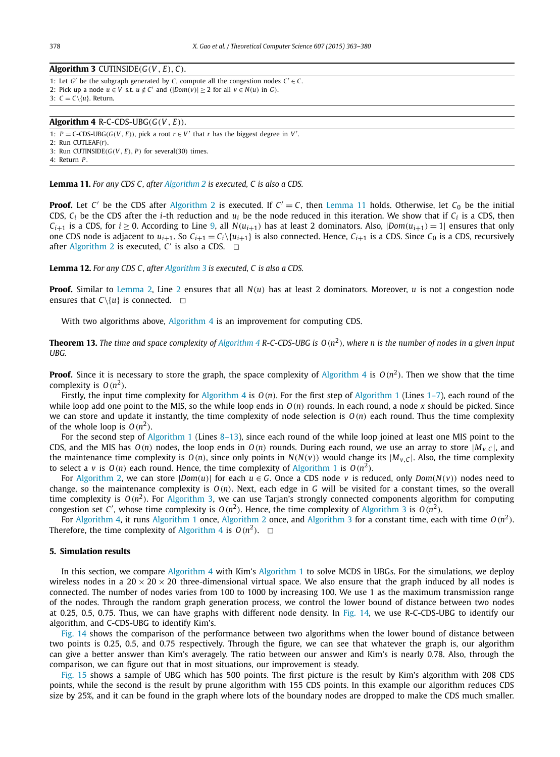**Algorithm 3** CUTINSIDE($G(V, E)$, $C$).

1: Let $G'$ be the subgraph generated by $C$, compute all the congestion nodes $C' \in C$.
2: Pick up a node $u \in V$ s.t. $u \notin C'$ and ($|Dom(v)| \geq 2$ for all $v \in N(u)$ in $G$).
3: $C = C \backslash \{u\}$. Return.

**Algorithm 4** R-C-CDS-UBG($G(V, E)$).

1: $P =$ C-CDS-UBG($G(V, E)$), pick a root $r \in V'$ that $r$ has the biggest degree in $V'$.
2: Run CUTLEAF($r$).
3: Run CUTINSIDE($G(V, E)$, $P$) for several(30) times.
4: Return $P$.

**Lemma 11.** *For any CDS $C$, after Algorithm 2 is executed, $C$ is also a CDS.*

**Proof.** Let $C'$ be the CDS after Algorithm 2 is executed. If $C' = C$, then Lemma 11 holds. Otherwise, let $C_0$ be the initial CDS, $C_i$ be the CDS after the $i$-th reduction and $u_i$ be the node reduced in this iteration. We show that if $C_i$ is a CDS, then $C_{i+1}$ is a CDS, for $i \geq 0$. According to Line 9, all $N(u_{i+1})$ has at least 2 dominators. Also, $|Dom(u_{i+1}) = 1|$ ensures that only one CDS node is adjacent to $u_{i+1}$. So $C_{i+1} = C_i \backslash \{u_{i+1}\}$ is also connected. Hence, $C_{i+1}$ is a CDS. Since $C_0$ is a CDS, recursively after Algorithm 2 is executed, $C'$ is also a CDS. $\square$

**Lemma 12.** *For any CDS $C$, after Algorithm 3 is executed, $C$ is also a CDS.*

**Proof.** Similar to Lemma 2, Line 2 ensures that all $N(u)$ has at least 2 dominators. Moreover, $u$ is not a congestion node ensures that $C \backslash \{u\}$ is connected. $\square$

With two algorithms above, Algorithm 4 is an improvement for computing CDS.

**Theorem 13.** *The time and space complexity of Algorithm 4 R-C-CDS-UBG is $O(n^2)$, where n is the number of nodes in a given input UBG.*

**Proof.** Since it is necessary to store the graph, the space complexity of Algorithm 4 is $O(n^2)$. Then we show that the time complexity is $O(n^2)$.

Firstly, the input time complexity for Algorithm 4 is $O(n)$. For the first step of Algorithm 1 (Lines 1–7), each round of the while loop add one point to the MIS, so the while loop ends in $O(n)$ rounds. In each round, a node $x$ should be picked. Since we can store and update it instantly, the time complexity of node selection is $O(n)$ each round. Thus the time complexity of the whole loop is $O(n^2)$.

For the second step of Algorithm 1 (Lines 8–13), since each round of the while loop joined at least one MIS point to the CDS, and the MIS has $O(n)$ nodes, the loop ends in $O(n)$ rounds. During each round, we use an array to store $|M_{v,C}|$, and the maintenance time complexity is $O(n)$, since only points in $N(N(v))$ would change its $|M_{v,C}|$. Also, the time complexity to select a $v$ is $O(n)$ each round. Hence, the time complexity of Algorithm 1 is $O(n^2)$.

For Algorithm 2, we can store $|Dom(u)|$ for each $u \in G$. Once a CDS node $v$ is reduced, only $Dom(N(v))$ nodes need to change, so the maintenance complexity is $O(n)$. Next, each edge in $G$ will be visited for a constant times, so the overall time complexity is $O(n^2)$. For Algorithm 3, we can use Tarjan's strongly connected components algorithm for computing congestion set $C'$, whose time complexity is $O(n^2)$. Hence, the time complexity of Algorithm 3 is $O(n^2)$.

For Algorithm 4, it runs Algorithm 1 once, Algorithm 2 once, and Algorithm 3 for a constant time, each with time $O(n^2)$. Therefore, the time complexity of Algorithm 4 is $O(n^2)$. $\square$

## 5. Simulation results

In this section, we compare Algorithm 4 with Kim's Algorithm 1 to solve MCDS in UBGs. For the simulations, we deploy wireless nodes in a $20 \times 20 \times 20$ three-dimensional virtual space. We also ensure that the graph induced by all nodes is connected. The number of nodes varies from 100 to 1000 by increasing 100. We use 1 as the maximum transmission range of the nodes. Through the random graph generation process, we control the lower bound of distance between two nodes at 0.25, 0.5, 0.75. Thus, we can have graphs with different node density. In Fig. 14, we use R-C-CDS-UBG to identify our algorithm, and C-CDS-UBG to identify Kim's.

Fig. 14 shows the comparison of the performance between two algorithms when the lower bound of distance between two points is 0.25, 0.5, and 0.75 respectively. Through the figure, we can see that whatever the graph is, our algorithm can give a better answer than Kim's averagely. The ratio between our answer and Kim's is nearly 0.78. Also, through the comparison, we can figure out that in most situations, our improvement is steady.

Fig. 15 shows a sample of UBG which has 500 points. The first picture is the result by Kim's algorithm with 208 CDS points, while the second is the result by prune algorithm with 155 CDS points. In this example our algorithm reduces CDS size by 25%, and it can be found in the graph where lots of the boundary nodes are dropped to make the CDS much smaller.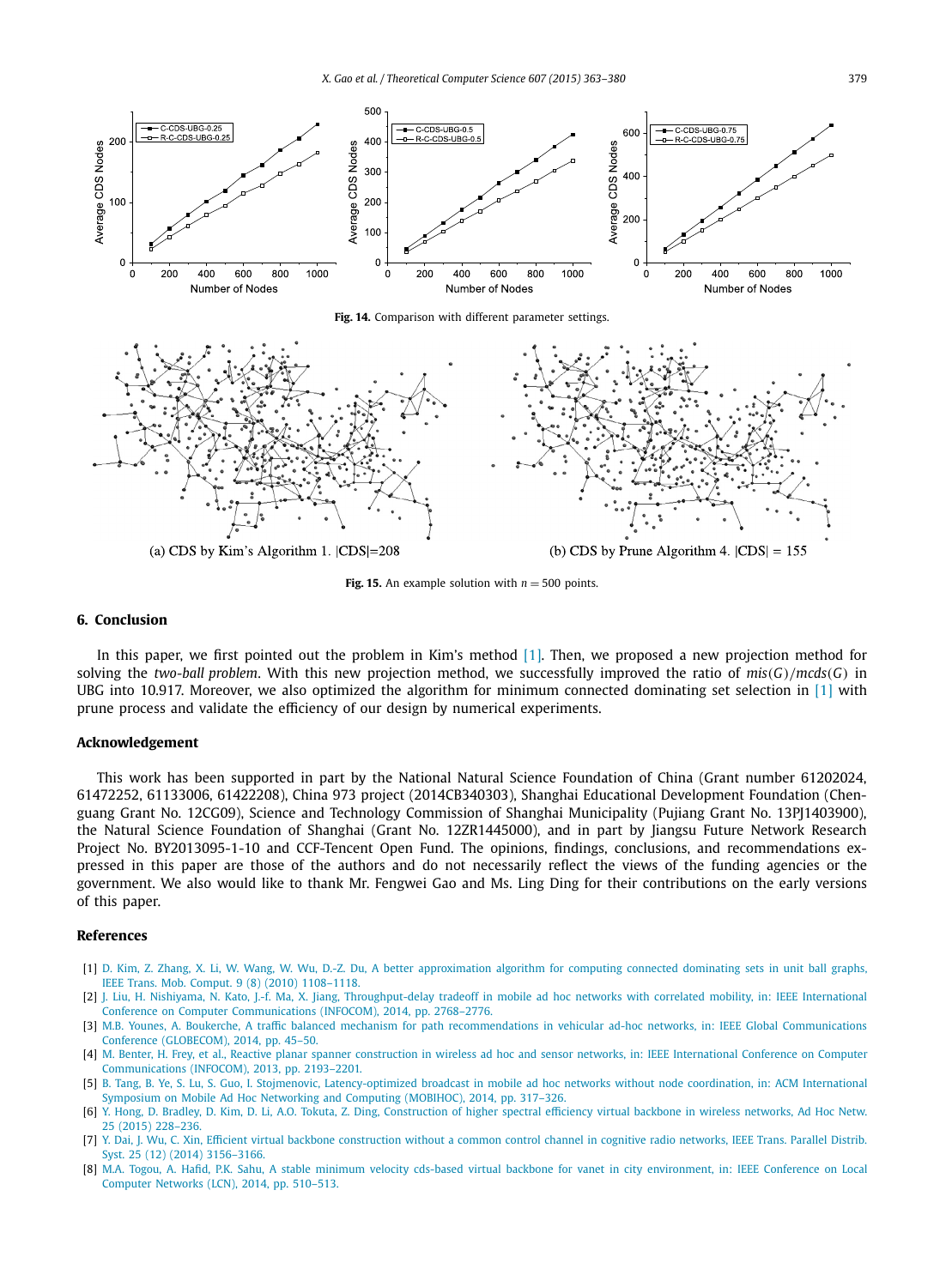Fig. 14. Comparison with different parameter settings.

(a) CDS by Kim's Algorithm 1. |CDS|=208

(b) CDS by Prune Algorithm 4. |CDS| = 155

Fig. 15. An example solution with $n = 500$ points.

## 6. Conclusion

In this paper, we first pointed out the problem in Kim's method [1]. Then, we proposed a new projection method for solving the *two-ball problem*. With this new projection method, we successfully improved the ratio of $mis(G)/mcds(G)$ in UBG into 10.917. Moreover, we also optimized the algorithm for minimum connected dominating set selection in [1] with prune process and validate the efficiency of our design by numerical experiments.

## Acknowledgement

This work has been supported in part by the National Natural Science Foundation of China (Grant number 61202024, 61472252, 61133006, 61422208), China 973 project (2014CB340303), Shanghai Educational Development Foundation (Chenguang Grant No. 12CG09), Science and Technology Commission of Shanghai Municipality (Pujiang Grant No. 13PJ1403900), the Natural Science Foundation of Shanghai (Grant No. 12ZR1445000), and in part by Jiangsu Future Network Research Project No. BY2013095-1-10 and CCF-Tencent Open Fund. The opinions, findings, conclusions, and recommendations expressed in this paper are those of the authors and do not necessarily reflect the views of the funding agencies or the government. We also would like to thank Mr. Fengwei Gao and Ms. Ling Ding for their contributions on the early versions of this paper.

## References

[1] D. Kim, Z. Zhang, X. Li, W. Wang, W. Wu, D.-Z. Du, A better approximation algorithm for computing connected dominating sets in unit ball graphs, IEEE Trans. Mob. Comput. 9 (8) (2010) 1108–1118.

[2] J. Liu, H. Nishiyama, N. Kato, J.-f. Ma, X. Jiang, Throughput-delay tradeoff in mobile ad hoc networks with correlated mobility, in: IEEE International Conference on Computer Communications (INFOCOM), 2014, pp. 2768–2776.

[3] M.B. Younes, A. Boukerche, A traffic balanced mechanism for path recommendations in vehicular ad-hoc networks, in: IEEE Global Communications Conference (GLOBECOM), 2014, pp. 45–50.

[4] M. Benter, H. Frey, et al., Reactive planar spanner construction in wireless ad hoc and sensor networks, in: IEEE International Conference on Computer Communications (INFOCOM), 2013, pp. 2193–2201.

[5] B. Tang, B. Ye, S. Lu, S. Guo, I. Stojmenovic, Latency-optimized broadcast in mobile ad hoc networks without node coordination, in: ACM International Symposium on Mobile Ad Hoc Networking and Computing (MOBIHOC), 2014, pp. 317–326.

[6] Y. Hong, D. Bradley, D. Kim, D. Li, A.O. Tokuta, Z. Ding, Construction of higher spectral efficiency virtual backbone in wireless networks, Ad Hoc Netw. 25 (2015) 228–236.

[7] Y. Dai, J. Wu, C. Xin, Efficient virtual backbone construction without a common control channel in cognitive radio networks, IEEE Trans. Parallel Distrib. Syst. 25 (12) (2014) 3156–3166.

[8] M.A. Togou, A. Hafid, P.K. Sahu, A stable minimum velocity cds-based virtual backbone for vanet in city environment, in: IEEE Conference on Local Computer Networks (LCN), 2014, pp. 510–513.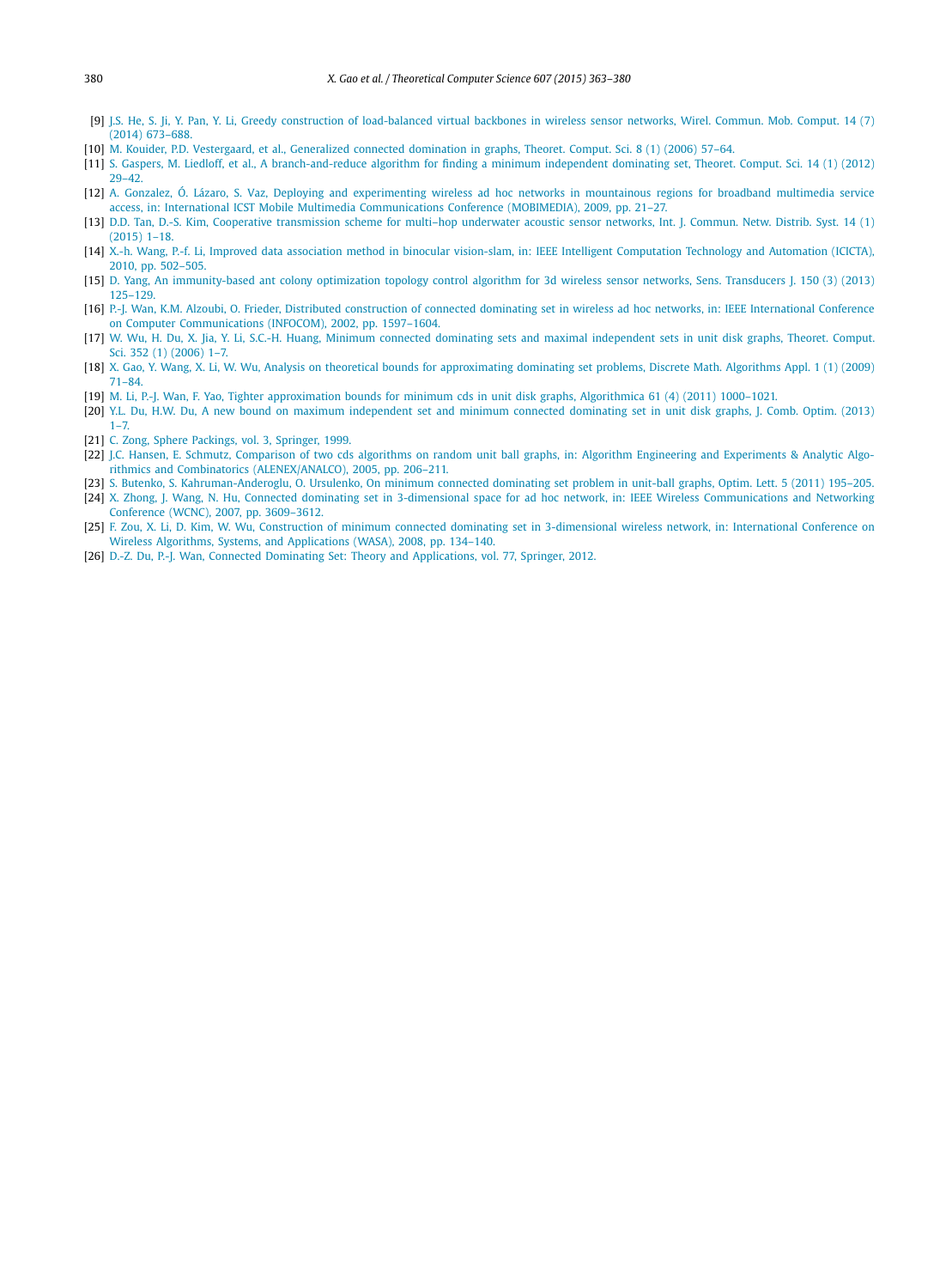[9] J.S. He, S. Ji, Y. Pan, Y. Li, Greedy construction of load-balanced virtual backbones in wireless sensor networks, Wirel. Commun. Mob. Comput. 14 (7) (2014) 673–688.

[10] M. Kouider, P.D. Vestergaard, et al., Generalized connected domination in graphs, Theoret. Comput. Sci. 8 (1) (2006) 57–64.

[11] S. Gaspers, M. Liedloff, et al., A branch-and-reduce algorithm for finding a minimum independent dominating set, Theoret. Comput. Sci. 14 (1) (2012) 29–42.

[12] A. Gonzalez, Ó. Lázaro, S. Vaz, Deploying and experimenting wireless ad hoc networks in mountainous regions for broadband multimedia service access, in: International ICST Mobile Multimedia Communications Conference (MOBIMEDIA), 2009, pp. 21–27.

[13] D.D. Tan, D.-S. Kim, Cooperative transmission scheme for multi–hop underwater acoustic sensor networks, Int. J. Commun. Netw. Distrib. Syst. 14 (1) (2015) 1–18.

[14] X.-h. Wang, P.-f. Li, Improved data association method in binocular vision-slam, in: IEEE Intelligent Computation Technology and Automation (ICICTA), 2010, pp. 502–505.

[15] D. Yang, An immunity-based ant colony optimization topology control algorithm for 3d wireless sensor networks, Sens. Transducers J. 150 (3) (2013) 125–129.

[16] P.-J. Wan, K.M. Alzoubi, O. Frieder, Distributed construction of connected dominating set in wireless ad hoc networks, in: IEEE International Conference on Computer Communications (INFOCOM), 2002, pp. 1597–1604.

[17] W. Wu, H. Du, X. Jia, Y. Li, S.C.-H. Huang, Minimum connected dominating sets and maximal independent sets in unit disk graphs, Theoret. Comput. Sci. 352 (1) (2006) 1–7.

[18] X. Gao, Y. Wang, X. Li, W. Wu, Analysis on theoretical bounds for approximating dominating set problems, Discrete Math. Algorithms Appl. 1 (1) (2009) 71–84.

[19] M. Li, P.-J. Wan, F. Yao, Tighter approximation bounds for minimum cds in unit disk graphs, Algorithmica 61 (4) (2011) 1000–1021.

[20] Y.L. Du, H.W. Du, A new bound on maximum independent set and minimum connected dominating set in unit disk graphs, J. Comb. Optim. (2013) 1–7.

[21] C. Zong, Sphere Packings, vol. 3, Springer, 1999.

[22] J.C. Hansen, E. Schmutz, Comparison of two cds algorithms on random unit ball graphs, in: Algorithm Engineering and Experiments & Analytic Algorithmics and Combinatorics (ALENEX/ANALCO), 2005, pp. 206–211.

[23] S. Butenko, S. Kahruman-Anderoglu, O. Ursulenko, On minimum connected dominating set problem in unit-ball graphs, Optim. Lett. 5 (2011) 195–205.

[24] X. Zhong, J. Wang, N. Hu, Connected dominating set in 3-dimensional space for ad hoc network, in: IEEE Wireless Communications and Networking Conference (WCNC), 2007, pp. 3609–3612.

[25] F. Zou, X. Li, D. Kim, W. Wu, Construction of minimum connected dominating set in 3-dimensional wireless network, in: International Conference on Wireless Algorithms, Systems, and Applications (WASA), 2008, pp. 134–140.

[26] D.-Z. Du, P.-J. Wan, Connected Dominating Set: Theory and Applications, vol. 77, Springer, 2012.